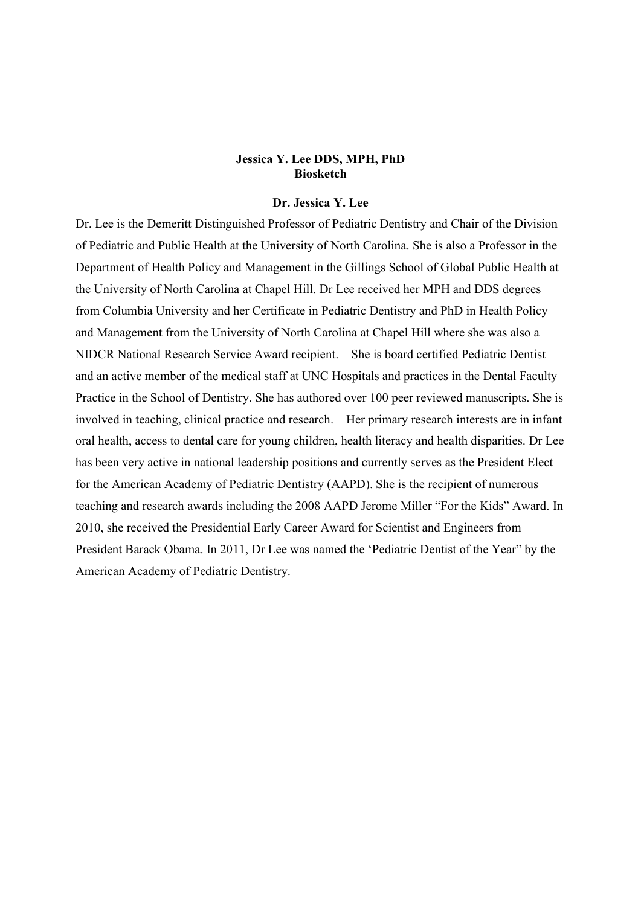# Jessica Y. Lee DDS, MPH, PhD
## Biosketch

### Dr. Jessica Y. Lee

Dr. Lee is the Demeritt Distinguished Professor of Pediatric Dentistry and Chair of the Division of Pediatric and Public Health at the University of North Carolina. She is also a Professor in the Department of Health Policy and Management in the Gillings School of Global Public Health at the University of North Carolina at Chapel Hill. Dr Lee received her MPH and DDS degrees from Columbia University and her Certificate in Pediatric Dentistry and PhD in Health Policy and Management from the University of North Carolina at Chapel Hill where she was also a NIDCR National Research Service Award recipient. She is board certified Pediatric Dentist and an active member of the medical staff at UNC Hospitals and practices in the Dental Faculty Practice in the School of Dentistry. She has authored over 100 peer reviewed manuscripts. She is involved in teaching, clinical practice and research. Her primary research interests are in infant oral health, access to dental care for young children, health literacy and health disparities. Dr Lee has been very active in national leadership positions and currently serves as the President Elect for the American Academy of Pediatric Dentistry (AAPD). She is the recipient of numerous teaching and research awards including the 2008 AAPD Jerome Miller "For the Kids" Award. In 2010, she received the Presidential Early Career Award for Scientist and Engineers from President Barack Obama. In 2011, Dr Lee was named the 'Pediatric Dentist of the Year" by the American Academy of Pediatric Dentistry.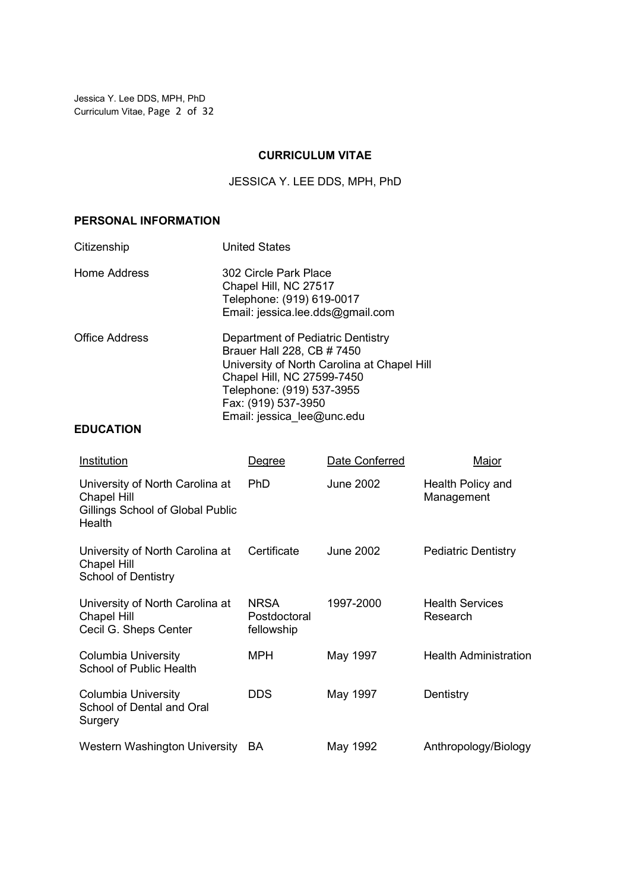# CURRICULUM VITAE

## JESSICA Y. LEE DDS, MPH, PhD

### PERSONAL INFORMATION

| | |
|---|---|
| Citizenship | United States |
| Home Address | 302 Circle Park Place<br>Chapel Hill, NC 27517<br>Telephone: (919) 619-0017<br>Email: jessica.lee.dds@gmail.com |
| Office Address | Department of Pediatric Dentistry<br>Brauer Hall 228, CB # 7450<br>University of North Carolina at Chapel Hill<br>Chapel Hill, NC 27599-7450<br>Telephone: (919) 537-3955<br>Fax: (919) 537-3950<br>Email: jessica_lee@unc.edu |

### EDUCATION

| Institution | Degree | Date Conferred | Major |
|---|---|---|---|
| University of North Carolina at Chapel Hill<br>Gillings School of Global Public Health | PhD | June 2002 | Health Policy and Management |
| University of North Carolina at Chapel Hill<br>School of Dentistry | Certificate | June 2002 | Pediatric Dentistry |
| University of North Carolina at Chapel Hill<br>Cecil G. Sheps Center | NRSA Postdoctoral fellowship | 1997-2000 | Health Services Research |
| Columbia University<br>School of Public Health | MPH | May 1997 | Health Administration |
| Columbia University<br>School of Dental and Oral Surgery | DDS | May 1997 | Dentistry |
| Western Washington University | BA | May 1992 | Anthropology/Biology |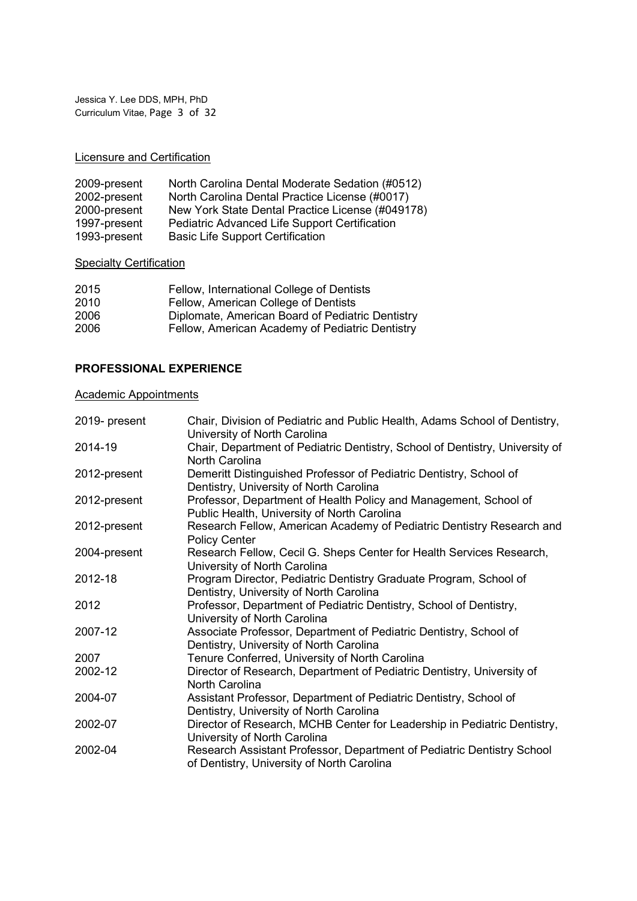Licensure and Certification

| | |
|---|---|
| 2009-present | North Carolina Dental Moderate Sedation (#0512) |
| 2002-present | North Carolina Dental Practice License (#0017) |
| 2000-present | New York State Dental Practice License (#049178) |
| 1997-present | Pediatric Advanced Life Support Certification |
| 1993-present | Basic Life Support Certification |

Specialty Certification

| | |
|---|---|
| 2015 | Fellow, International College of Dentists |
| 2010 | Fellow, American College of Dentists |
| 2006 | Diplomate, American Board of Pediatric Dentistry |
| 2006 | Fellow, American Academy of Pediatric Dentistry |

## PROFESSIONAL EXPERIENCE

Academic Appointments

| | |
|---|---|
| 2019- present | Chair, Division of Pediatric and Public Health, Adams School of Dentistry, University of North Carolina |
| 2014-19 | Chair, Department of Pediatric Dentistry, School of Dentistry, University of North Carolina |
| 2012-present | Demeritt Distinguished Professor of Pediatric Dentistry, School of Dentistry, University of North Carolina |
| 2012-present | Professor, Department of Health Policy and Management, School of Public Health, University of North Carolina |
| 2012-present | Research Fellow, American Academy of Pediatric Dentistry Research and Policy Center |
| 2004-present | Research Fellow, Cecil G. Sheps Center for Health Services Research, University of North Carolina |
| 2012-18 | Program Director, Pediatric Dentistry Graduate Program, School of Dentistry, University of North Carolina |
| 2012 | Professor, Department of Pediatric Dentistry, School of Dentistry, University of North Carolina |
| 2007-12 | Associate Professor, Department of Pediatric Dentistry, School of Dentistry, University of North Carolina |
| 2007 | Tenure Conferred, University of North Carolina |
| 2002-12 | Director of Research, Department of Pediatric Dentistry, University of North Carolina |
| 2004-07 | Assistant Professor, Department of Pediatric Dentistry, School of Dentistry, University of North Carolina |
| 2002-07 | Director of Research, MCHB Center for Leadership in Pediatric Dentistry, University of North Carolina |
| 2002-04 | Research Assistant Professor, Department of Pediatric Dentistry School of Dentistry, University of North Carolina |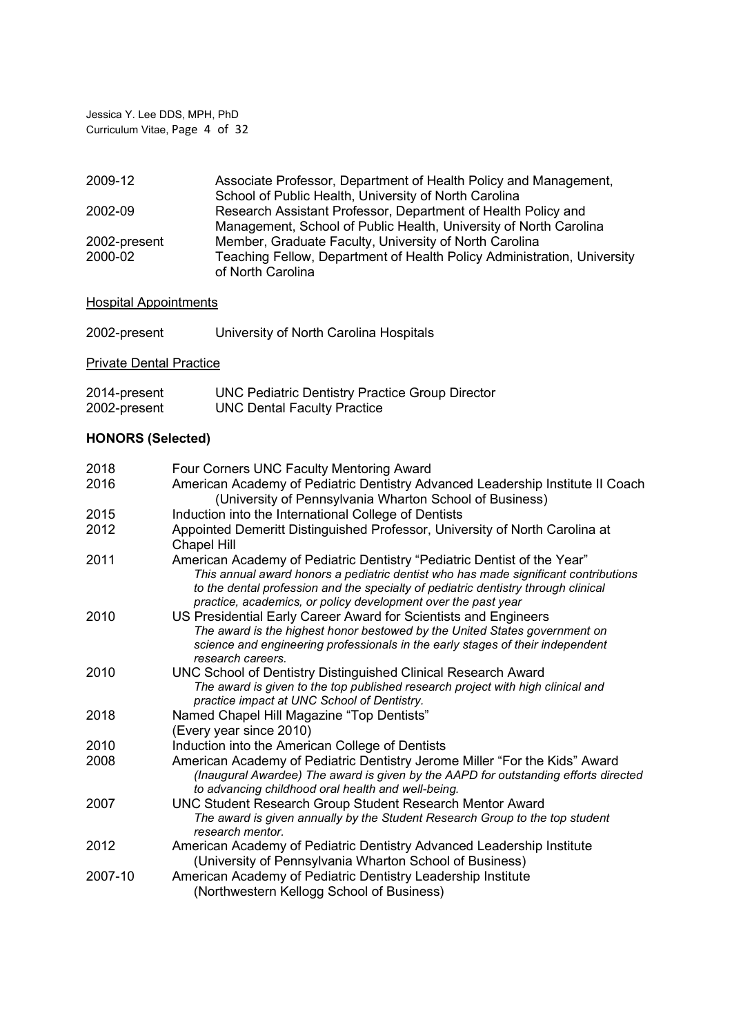2009-12 Associate Professor, Department of Health Policy and Management, School of Public Health, University of North Carolina

2002-09 Research Assistant Professor, Department of Health Policy and Management, School of Public Health, University of North Carolina

2002-present Member, Graduate Faculty, University of North Carolina

2000-02 Teaching Fellow, Department of Health Policy Administration, University of North Carolina

<u>Hospital Appointments</u>

2002-present University of North Carolina Hospitals

<u>Private Dental Practice</u>

2014-present UNC Pediatric Dentistry Practice Group Director

2002-present UNC Dental Faculty Practice

**HONORS (Selected)**

2018 Four Corners UNC Faculty Mentoring Award

2016 American Academy of Pediatric Dentistry Advanced Leadership Institute II Coach (University of Pennsylvania Wharton School of Business)

2015 Induction into the International College of Dentists

2012 Appointed Demeritt Distinguished Professor, University of North Carolina at Chapel Hill

2011 American Academy of Pediatric Dentistry "Pediatric Dentist of the Year"
*This annual award honors a pediatric dentist who has made significant contributions to the dental profession and the specialty of pediatric dentistry through clinical practice, academics, or policy development over the past year*

2010 US Presidential Early Career Award for Scientists and Engineers
*The award is the highest honor bestowed by the United States government on science and engineering professionals in the early stages of their independent research careers.*

2010 UNC School of Dentistry Distinguished Clinical Research Award
*The award is given to the top published research project with high clinical and practice impact at UNC School of Dentistry.*

2018 Named Chapel Hill Magazine "Top Dentists" (Every year since 2010)

2010 Induction into the American College of Dentists

2008 American Academy of Pediatric Dentistry Jerome Miller "For the Kids" Award
*(Inaugural Awardee) The award is given by the AAPD for outstanding efforts directed to advancing childhood oral health and well-being.*

2007 UNC Student Research Group Student Research Mentor Award
*The award is given annually by the Student Research Group to the top student research mentor.*

2012 American Academy of Pediatric Dentistry Advanced Leadership Institute (University of Pennsylvania Wharton School of Business)

2007-10 American Academy of Pediatric Dentistry Leadership Institute (Northwestern Kellogg School of Business)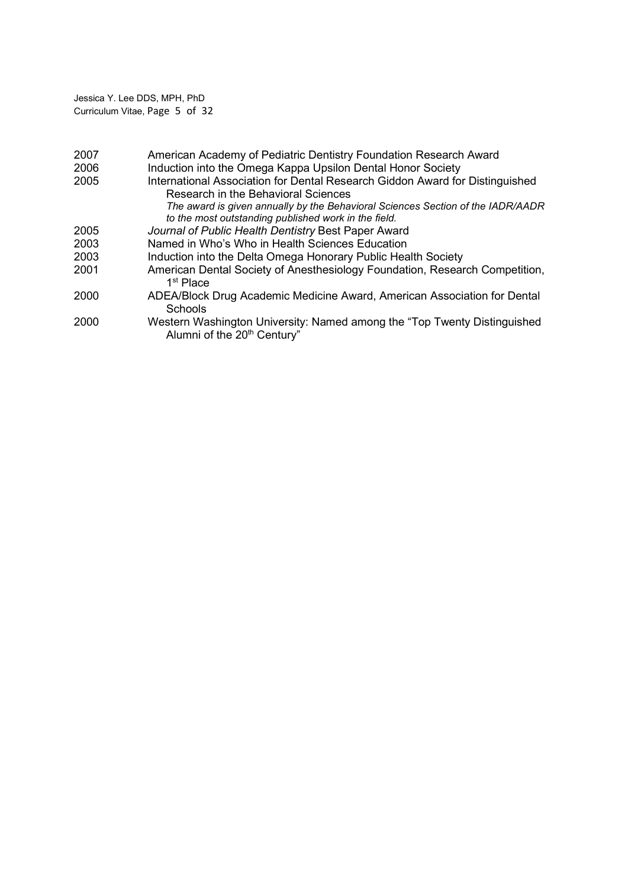| | |
|---|---|
| 2007 | American Academy of Pediatric Dentistry Foundation Research Award |
| 2006 | Induction into the Omega Kappa Upsilon Dental Honor Society |
| 2005 | International Association for Dental Research Giddon Award for Distinguished Research in the Behavioral Sciences<br>*The award is given annually by the Behavioral Sciences Section of the IADR/AADR to the most outstanding published work in the field.* |
| 2005 | *Journal of Public Health Dentistry* Best Paper Award |
| 2003 | Named in Who's Who in Health Sciences Education |
| 2003 | Induction into the Delta Omega Honorary Public Health Society |
| 2001 | American Dental Society of Anesthesiology Foundation, Research Competition, 1st Place |
| 2000 | ADEA/Block Drug Academic Medicine Award, American Association for Dental Schools |
| 2000 | Western Washington University: Named among the "Top Twenty Distinguished Alumni of the 20th Century" |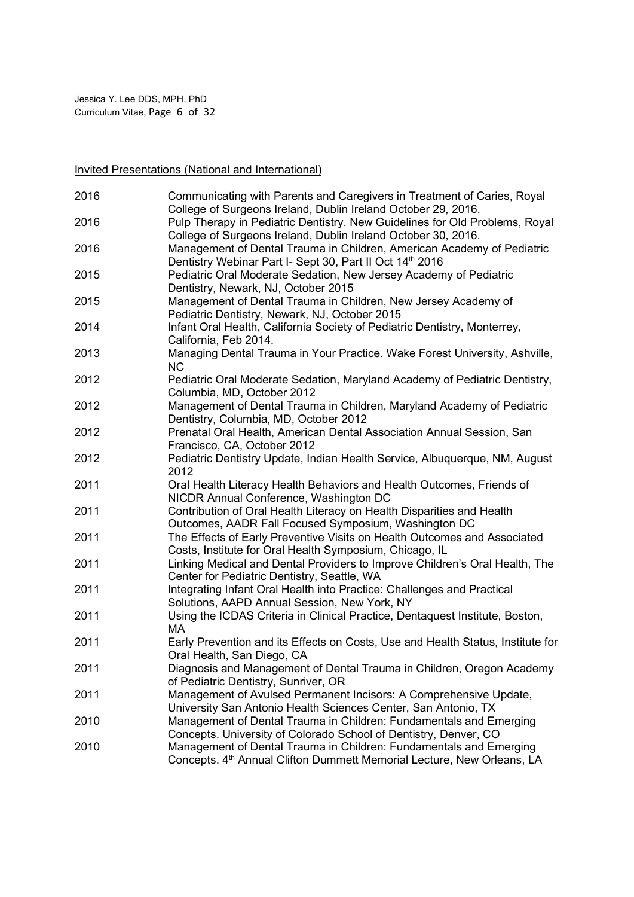Invited Presentations (National and International)

| | |
|---|---|
| 2016 | Communicating with Parents and Caregivers in Treatment of Caries, Royal College of Surgeons Ireland, Dublin Ireland October 29, 2016. |
| 2016 | Pulp Therapy in Pediatric Dentistry. New Guidelines for Old Problems, Royal College of Surgeons Ireland, Dublin Ireland October 30, 2016. |
| 2016 | Management of Dental Trauma in Children, American Academy of Pediatric Dentistry Webinar Part I- Sept 30, Part II Oct 14th 2016 |
| 2015 | Pediatric Oral Moderate Sedation, New Jersey Academy of Pediatric Dentistry, Newark, NJ, October 2015 |
| 2015 | Management of Dental Trauma in Children, New Jersey Academy of Pediatric Dentistry, Newark, NJ, October 2015 |
| 2014 | Infant Oral Health, California Society of Pediatric Dentistry, Monterrey, California, Feb 2014. |
| 2013 | Managing Dental Trauma in Your Practice. Wake Forest University, Ashville, NC |
| 2012 | Pediatric Oral Moderate Sedation, Maryland Academy of Pediatric Dentistry, Columbia, MD, October 2012 |
| 2012 | Management of Dental Trauma in Children, Maryland Academy of Pediatric Dentistry, Columbia, MD, October 2012 |
| 2012 | Prenatal Oral Health, American Dental Association Annual Session, San Francisco, CA, October 2012 |
| 2012 | Pediatric Dentistry Update, Indian Health Service, Albuquerque, NM, August 2012 |
| 2011 | Oral Health Literacy Health Behaviors and Health Outcomes, Friends of NICDR Annual Conference, Washington DC |
| 2011 | Contribution of Oral Health Literacy on Health Disparities and Health Outcomes, AADR Fall Focused Symposium, Washington DC |
| 2011 | The Effects of Early Preventive Visits on Health Outcomes and Associated Costs, Institute for Oral Health Symposium, Chicago, IL |
| 2011 | Linking Medical and Dental Providers to Improve Children's Oral Health, The Center for Pediatric Dentistry, Seattle, WA |
| 2011 | Integrating Infant Oral Health into Practice: Challenges and Practical Solutions, AAPD Annual Session, New York, NY |
| 2011 | Using the ICDAS Criteria in Clinical Practice, Dentaquest Institute, Boston, MA |
| 2011 | Early Prevention and its Effects on Costs, Use and Health Status, Institute for Oral Health, San Diego, CA |
| 2011 | Diagnosis and Management of Dental Trauma in Children, Oregon Academy of Pediatric Dentistry, Sunriver, OR |
| 2011 | Management of Avulsed Permanent Incisors: A Comprehensive Update, University San Antonio Health Sciences Center, San Antonio, TX |
| 2010 | Management of Dental Trauma in Children: Fundamentals and Emerging Concepts. University of Colorado School of Dentistry, Denver, CO |
| 2010 | Management of Dental Trauma in Children: Fundamentals and Emerging Concepts. 4th Annual Clifton Dummett Memorial Lecture, New Orleans, LA |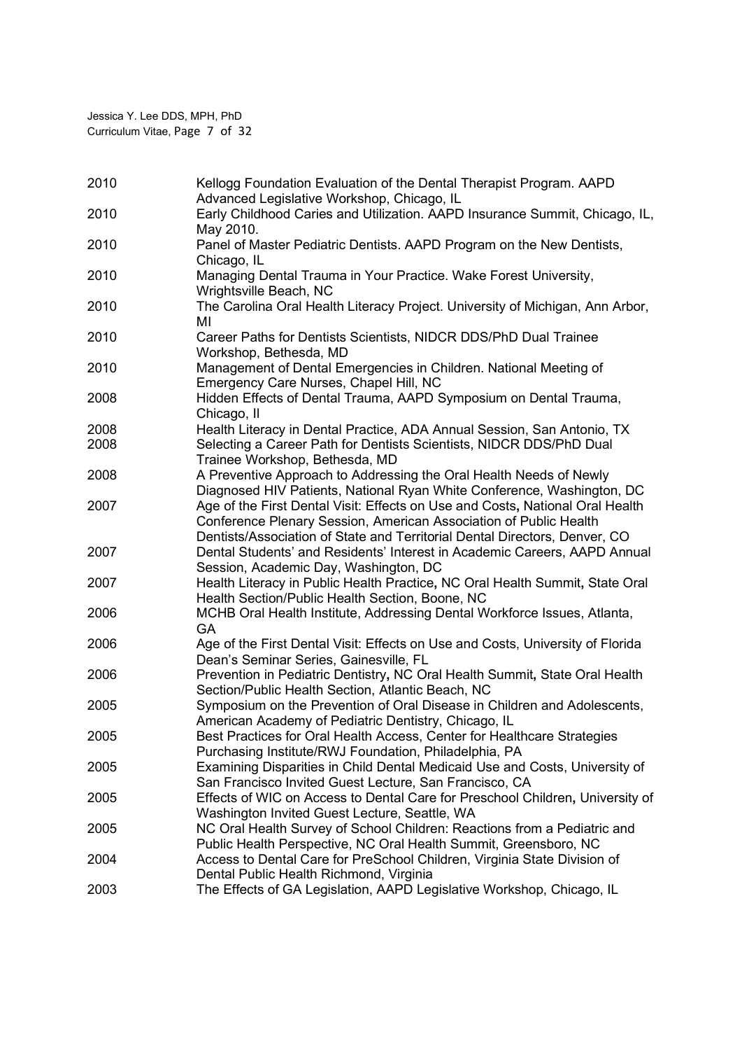| | |
|---|---|
| 2010 | Kellogg Foundation Evaluation of the Dental Therapist Program. AAPD Advanced Legislative Workshop, Chicago, IL |
| 2010 | Early Childhood Caries and Utilization. AAPD Insurance Summit, Chicago, IL, May 2010. |
| 2010 | Panel of Master Pediatric Dentists. AAPD Program on the New Dentists, Chicago, IL |
| 2010 | Managing Dental Trauma in Your Practice. Wake Forest University, Wrightsville Beach, NC |
| 2010 | The Carolina Oral Health Literacy Project. University of Michigan, Ann Arbor, MI |
| 2010 | Career Paths for Dentists Scientists, NIDCR DDS/PhD Dual Trainee Workshop, Bethesda, MD |
| 2010 | Management of Dental Emergencies in Children. National Meeting of Emergency Care Nurses, Chapel Hill, NC |
| 2008 | Hidden Effects of Dental Trauma, AAPD Symposium on Dental Trauma, Chicago, Il |
| 2008 | Health Literacy in Dental Practice, ADA Annual Session, San Antonio, TX |
| 2008 | Selecting a Career Path for Dentists Scientists, NIDCR DDS/PhD Dual Trainee Workshop, Bethesda, MD |
| 2008 | A Preventive Approach to Addressing the Oral Health Needs of Newly Diagnosed HIV Patients, National Ryan White Conference, Washington, DC |
| 2007 | Age of the First Dental Visit: Effects on Use and Costs**,** National Oral Health Conference Plenary Session, American Association of Public Health Dentists/Association of State and Territorial Dental Directors, Denver, CO |
| 2007 | Dental Students' and Residents' Interest in Academic Careers, AAPD Annual Session, Academic Day, Washington, DC |
| 2007 | Health Literacy in Public Health Practice**,** NC Oral Health Summit**,** State Oral Health Section/Public Health Section, Boone, NC |
| 2006 | MCHB Oral Health Institute, Addressing Dental Workforce Issues, Atlanta, GA |
| 2006 | Age of the First Dental Visit: Effects on Use and Costs, University of Florida Dean's Seminar Series, Gainesville, FL |
| 2006 | Prevention in Pediatric Dentistry**,** NC Oral Health Summit**,** State Oral Health Section/Public Health Section, Atlantic Beach, NC |
| 2005 | Symposium on the Prevention of Oral Disease in Children and Adolescents, American Academy of Pediatric Dentistry, Chicago, IL |
| 2005 | Best Practices for Oral Health Access, Center for Healthcare Strategies Purchasing Institute/RWJ Foundation, Philadelphia, PA |
| 2005 | Examining Disparities in Child Dental Medicaid Use and Costs, University of San Francisco Invited Guest Lecture, San Francisco, CA |
| 2005 | Effects of WIC on Access to Dental Care for Preschool Children**,** University of Washington Invited Guest Lecture, Seattle, WA |
| 2005 | NC Oral Health Survey of School Children: Reactions from a Pediatric and Public Health Perspective, NC Oral Health Summit, Greensboro, NC |
| 2004 | Access to Dental Care for PreSchool Children, Virginia State Division of Dental Public Health Richmond, Virginia |
| 2003 | The Effects of GA Legislation, AAPD Legislative Workshop, Chicago, IL |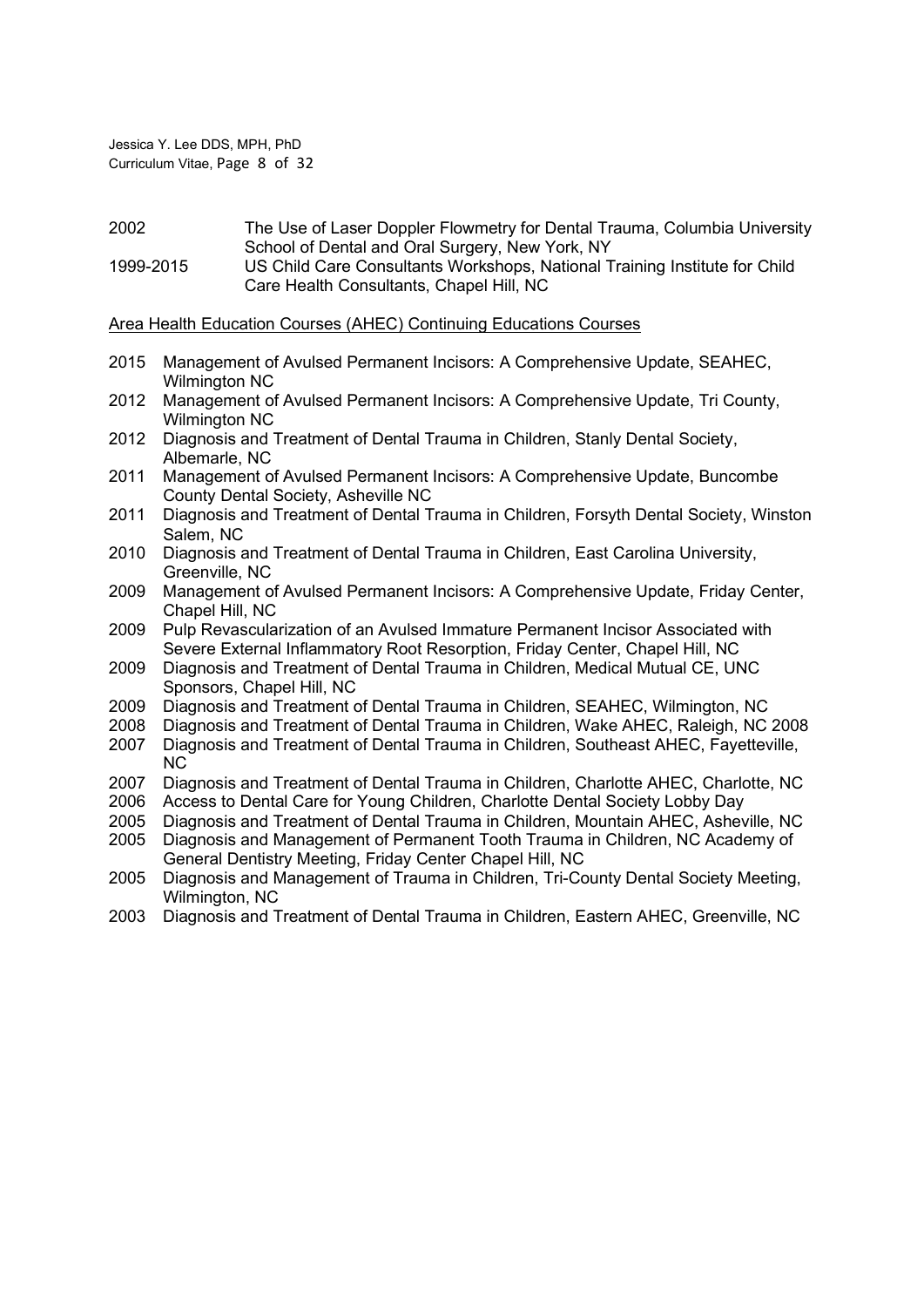2002 The Use of Laser Doppler Flowmetry for Dental Trauma, Columbia University School of Dental and Oral Surgery, New York, NY

1999-2015 US Child Care Consultants Workshops, National Training Institute for Child Care Health Consultants, Chapel Hill, NC

Area Health Education Courses (AHEC) Continuing Educations Courses

- 2015 Management of Avulsed Permanent Incisors: A Comprehensive Update, SEAHEC, Wilmington NC
- 2012 Management of Avulsed Permanent Incisors: A Comprehensive Update, Tri County, Wilmington NC
- 2012 Diagnosis and Treatment of Dental Trauma in Children, Stanly Dental Society, Albemarle, NC
- 2011 Management of Avulsed Permanent Incisors: A Comprehensive Update, Buncombe County Dental Society, Asheville NC
- 2011 Diagnosis and Treatment of Dental Trauma in Children, Forsyth Dental Society, Winston Salem, NC
- 2010 Diagnosis and Treatment of Dental Trauma in Children, East Carolina University, Greenville, NC
- 2009 Management of Avulsed Permanent Incisors: A Comprehensive Update, Friday Center, Chapel Hill, NC
- 2009 Pulp Revascularization of an Avulsed Immature Permanent Incisor Associated with Severe External Inflammatory Root Resorption, Friday Center, Chapel Hill, NC
- 2009 Diagnosis and Treatment of Dental Trauma in Children, Medical Mutual CE, UNC Sponsors, Chapel Hill, NC
- 2009 Diagnosis and Treatment of Dental Trauma in Children, SEAHEC, Wilmington, NC
- 2008 Diagnosis and Treatment of Dental Trauma in Children, Wake AHEC, Raleigh, NC 2008
- 2007 Diagnosis and Treatment of Dental Trauma in Children, Southeast AHEC, Fayetteville, NC
- 2007 Diagnosis and Treatment of Dental Trauma in Children, Charlotte AHEC, Charlotte, NC
- 2006 Access to Dental Care for Young Children, Charlotte Dental Society Lobby Day
- 2005 Diagnosis and Treatment of Dental Trauma in Children, Mountain AHEC, Asheville, NC
- 2005 Diagnosis and Management of Permanent Tooth Trauma in Children, NC Academy of General Dentistry Meeting, Friday Center Chapel Hill, NC
- 2005 Diagnosis and Management of Trauma in Children, Tri-County Dental Society Meeting, Wilmington, NC
- 2003 Diagnosis and Treatment of Dental Trauma in Children, Eastern AHEC, Greenville, NC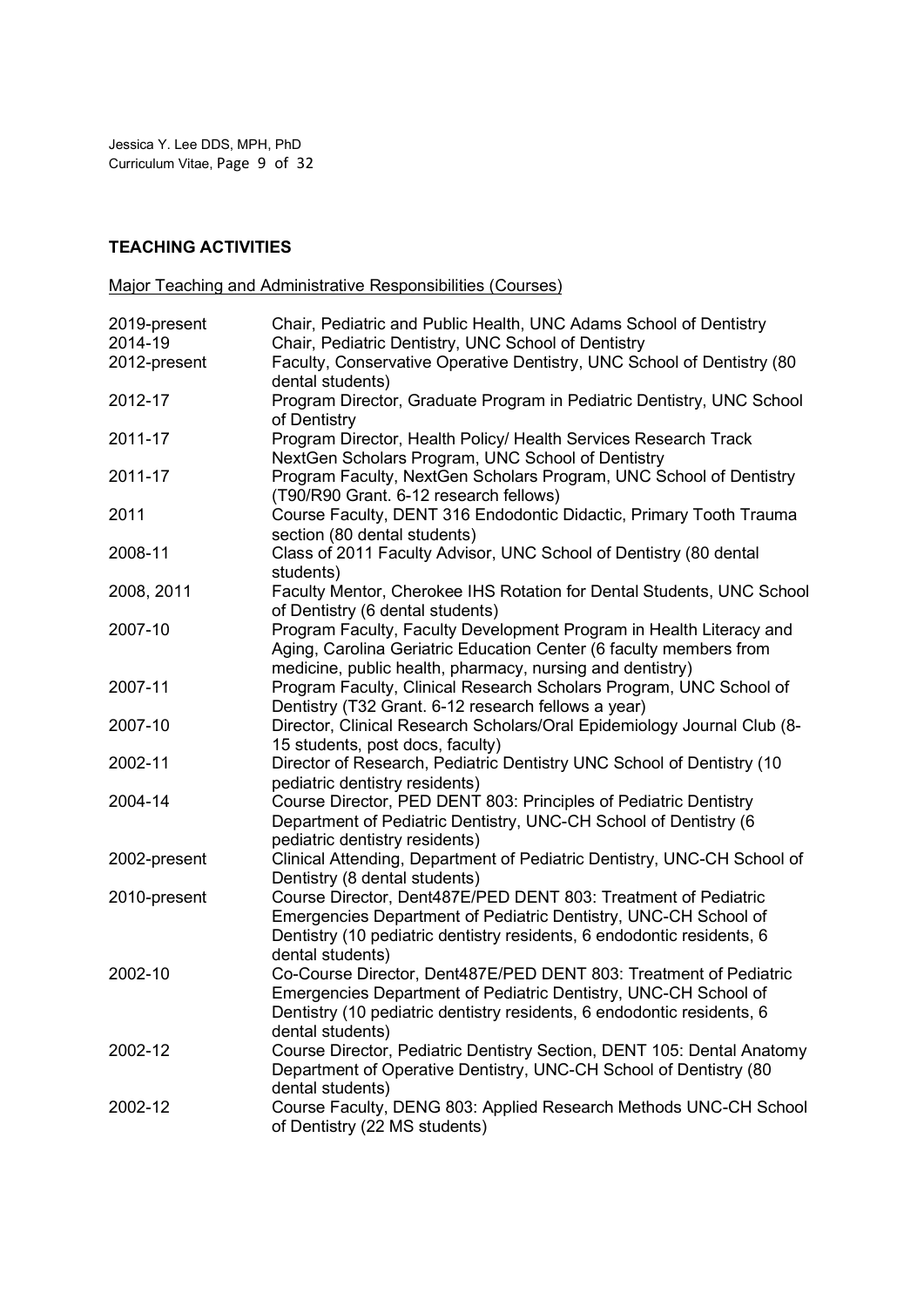## TEACHING ACTIVITIES

Major Teaching and Administrative Responsibilities (Courses)

| | |
|---|---|
| 2019-present | Chair, Pediatric and Public Health, UNC Adams School of Dentistry |
| 2014-19 | Chair, Pediatric Dentistry, UNC School of Dentistry |
| 2012-present | Faculty, Conservative Operative Dentistry, UNC School of Dentistry (80 dental students) |
| 2012-17 | Program Director, Graduate Program in Pediatric Dentistry, UNC School of Dentistry |
| 2011-17 | Program Director, Health Policy/ Health Services Research Track NextGen Scholars Program, UNC School of Dentistry |
| 2011-17 | Program Faculty, NextGen Scholars Program, UNC School of Dentistry (T90/R90 Grant. 6-12 research fellows) |
| 2011 | Course Faculty, DENT 316 Endodontic Didactic, Primary Tooth Trauma section (80 dental students) |
| 2008-11 | Class of 2011 Faculty Advisor, UNC School of Dentistry (80 dental students) |
| 2008, 2011 | Faculty Mentor, Cherokee IHS Rotation for Dental Students, UNC School of Dentistry (6 dental students) |
| 2007-10 | Program Faculty, Faculty Development Program in Health Literacy and Aging, Carolina Geriatric Education Center (6 faculty members from medicine, public health, pharmacy, nursing and dentistry) |
| 2007-11 | Program Faculty, Clinical Research Scholars Program, UNC School of Dentistry (T32 Grant. 6-12 research fellows a year) |
| 2007-10 | Director, Clinical Research Scholars/Oral Epidemiology Journal Club (8-15 students, post docs, faculty) |
| 2002-11 | Director of Research, Pediatric Dentistry UNC School of Dentistry (10 pediatric dentistry residents) |
| 2004-14 | Course Director, PED DENT 803: Principles of Pediatric Dentistry Department of Pediatric Dentistry, UNC-CH School of Dentistry (6 pediatric dentistry residents) |
| 2002-present | Clinical Attending, Department of Pediatric Dentistry, UNC-CH School of Dentistry (8 dental students) |
| 2010-present | Course Director, Dent487E/PED DENT 803: Treatment of Pediatric Emergencies Department of Pediatric Dentistry, UNC-CH School of Dentistry (10 pediatric dentistry residents, 6 endodontic residents, 6 dental students) |
| 2002-10 | Co-Course Director, Dent487E/PED DENT 803: Treatment of Pediatric Emergencies Department of Pediatric Dentistry, UNC-CH School of Dentistry (10 pediatric dentistry residents, 6 endodontic residents, 6 dental students) |
| 2002-12 | Course Director, Pediatric Dentistry Section, DENT 105: Dental Anatomy Department of Operative Dentistry, UNC-CH School of Dentistry (80 dental students) |
| 2002-12 | Course Faculty, DENG 803: Applied Research Methods UNC-CH School of Dentistry (22 MS students) |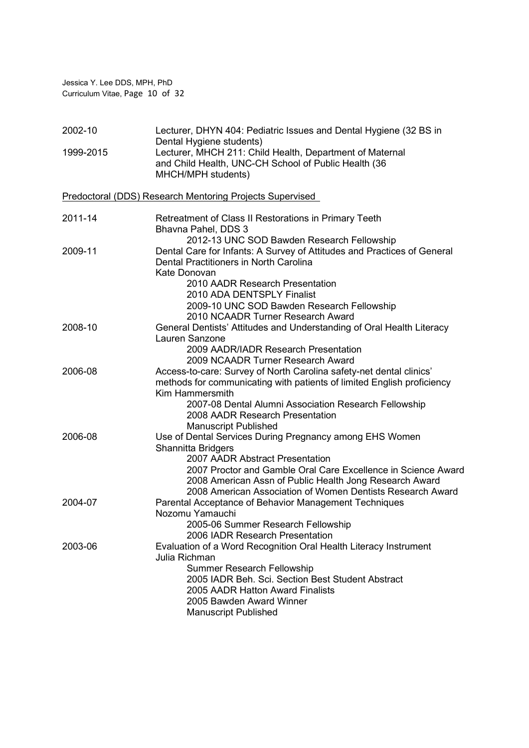2002-10 Lecturer, DHYN 404: Pediatric Issues and Dental Hygiene (32 BS in Dental Hygiene students)

1999-2015 Lecturer, MHCH 211: Child Health, Department of Maternal and Child Health, UNC-CH School of Public Health (36 MHCH/MPH students)

<u>Predoctoral (DDS) Research Mentoring Projects Supervised</u>

2011-14 Retreatment of Class II Restorations in Primary Teeth
Bhavna Pahel, DDS 3
- 2012-13 UNC SOD Bawden Research Fellowship

2009-11 Dental Care for Infants: A Survey of Attitudes and Practices of General Dental Practitioners in North Carolina
Kate Donovan
- 2010 AADR Research Presentation
- 2010 ADA DENTSPLY Finalist
- 2009-10 UNC SOD Bawden Research Fellowship
- 2010 NCAADR Turner Research Award

2008-10 General Dentists' Attitudes and Understanding of Oral Health Literacy
Lauren Sanzone
- 2009 AADR/IADR Research Presentation
- 2009 NCAADR Turner Research Award

2006-08 Access-to-care: Survey of North Carolina safety-net dental clinics' methods for communicating with patients of limited English proficiency
Kim Hammersmith
- 2007-08 Dental Alumni Association Research Fellowship
- 2008 AADR Research Presentation
- Manuscript Published

2006-08 Use of Dental Services During Pregnancy among EHS Women
Shannitta Bridgers
- 2007 AADR Abstract Presentation
- 2007 Proctor and Gamble Oral Care Excellence in Science Award
- 2008 American Assn of Public Health Jong Research Award
- 2008 American Association of Women Dentists Research Award

2004-07 Parental Acceptance of Behavior Management Techniques
Nozomu Yamauchi
- 2005-06 Summer Research Fellowship
- 2006 IADR Research Presentation

2003-06 Evaluation of a Word Recognition Oral Health Literacy Instrument
Julia Richman
- Summer Research Fellowship
- 2005 IADR Beh. Sci. Section Best Student Abstract
- 2005 AADR Hatton Award Finalists
- 2005 Bawden Award Winner
- Manuscript Published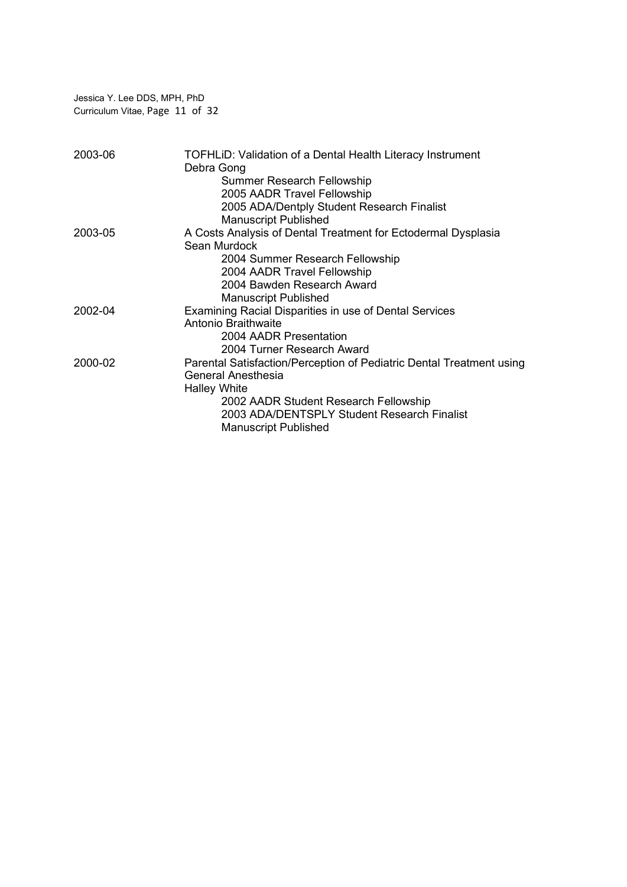2003-06 TOFHLiD: Validation of a Dental Health Literacy Instrument
Debra Gong
- Summer Research Fellowship
- 2005 AADR Travel Fellowship
- 2005 ADA/Dentply Student Research Finalist
- Manuscript Published

2003-05 A Costs Analysis of Dental Treatment for Ectodermal Dysplasia
Sean Murdock
- 2004 Summer Research Fellowship
- 2004 AADR Travel Fellowship
- 2004 Bawden Research Award
- Manuscript Published

2002-04 Examining Racial Disparities in use of Dental Services
Antonio Braithwaite
- 2004 AADR Presentation
- 2004 Turner Research Award

2000-02 Parental Satisfaction/Perception of Pediatric Dental Treatment using General Anesthesia
Halley White
- 2002 AADR Student Research Fellowship
- 2003 ADA/DENTSPLY Student Research Finalist
- Manuscript Published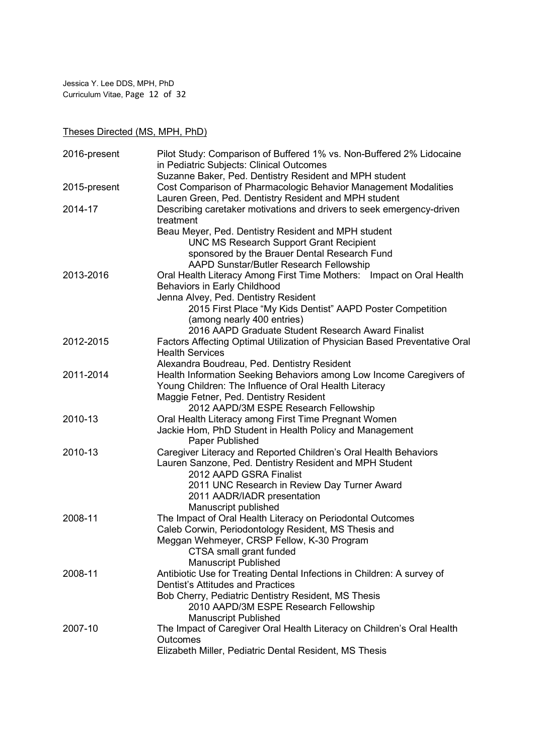## Theses Directed (MS, MPH, PhD)

| | |
|---|---|
| 2016-present | Pilot Study: Comparison of Buffered 1% vs. Non-Buffered 2% Lidocaine in Pediatric Subjects: Clinical Outcomes<br>Suzanne Baker, Ped. Dentistry Resident and MPH student |
| 2015-present | Cost Comparison of Pharmacologic Behavior Management Modalities<br>Lauren Green, Ped. Dentistry Resident and MPH student |
| 2014-17 | Describing caretaker motivations and drivers to seek emergency-driven treatment<br>Beau Meyer, Ped. Dentistry Resident and MPH student<br>UNC MS Research Support Grant Recipient<br>sponsored by the Brauer Dental Research Fund<br>AAPD Sunstar/Butler Research Fellowship |
| 2013-2016 | Oral Health Literacy Among First Time Mothers: Impact on Oral Health Behaviors in Early Childhood<br>Jenna Alvey, Ped. Dentistry Resident<br>2015 First Place "My Kids Dentist" AAPD Poster Competition (among nearly 400 entries)<br>2016 AAPD Graduate Student Research Award Finalist |
| 2012-2015 | Factors Affecting Optimal Utilization of Physician Based Preventative Oral Health Services<br>Alexandra Boudreau, Ped. Dentistry Resident |
| 2011-2014 | Health Information Seeking Behaviors among Low Income Caregivers of Young Children: The Influence of Oral Health Literacy<br>Maggie Fetner, Ped. Dentistry Resident<br>2012 AAPD/3M ESPE Research Fellowship |
| 2010-13 | Oral Health Literacy among First Time Pregnant Women<br>Jackie Hom, PhD Student in Health Policy and Management<br>Paper Published |
| 2010-13 | Caregiver Literacy and Reported Children's Oral Health Behaviors<br>Lauren Sanzone, Ped. Dentistry Resident and MPH Student<br>2012 AAPD GSRA Finalist<br>2011 UNC Research in Review Day Turner Award<br>2011 AADR/IADR presentation<br>Manuscript published |
| 2008-11 | The Impact of Oral Health Literacy on Periodontal Outcomes<br>Caleb Corwin, Periodontology Resident, MS Thesis and<br>Meggan Wehmeyer, CRSP Fellow, K-30 Program<br>CTSA small grant funded<br>Manuscript Published |
| 2008-11 | Antibiotic Use for Treating Dental Infections in Children: A survey of Dentist's Attitudes and Practices<br>Bob Cherry, Pediatric Dentistry Resident, MS Thesis<br>2010 AAPD/3M ESPE Research Fellowship<br>Manuscript Published |
| 2007-10 | The Impact of Caregiver Oral Health Literacy on Children's Oral Health Outcomes<br>Elizabeth Miller, Pediatric Dental Resident, MS Thesis |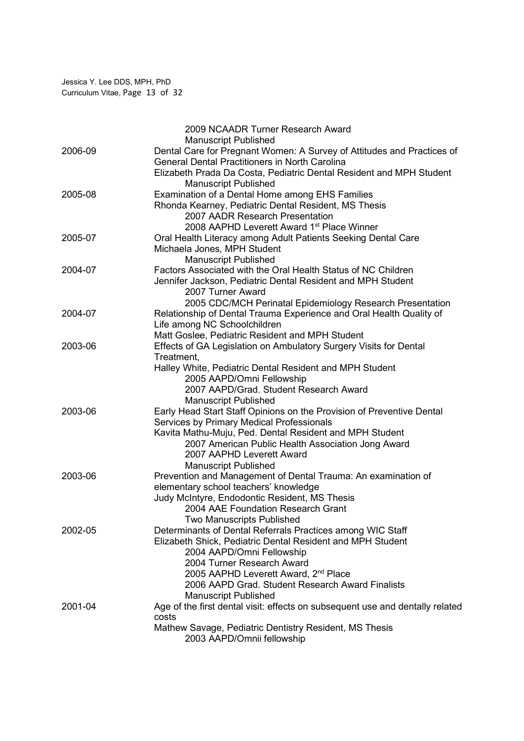2009 NCAADR Turner Research Award
Manuscript Published

2006-09 Dental Care for Pregnant Women: A Survey of Attitudes and Practices of General Dental Practitioners in North Carolina
Elizabeth Prada Da Costa, Pediatric Dental Resident and MPH Student
Manuscript Published

2005-08 Examination of a Dental Home among EHS Families
Rhonda Kearney, Pediatric Dental Resident, MS Thesis
2007 AADR Research Presentation
2008 AAPHD Leverett Award 1st Place Winner

2005-07 Oral Health Literacy among Adult Patients Seeking Dental Care
Michaela Jones, MPH Student
Manuscript Published

2004-07 Factors Associated with the Oral Health Status of NC Children
Jennifer Jackson, Pediatric Dental Resident and MPH Student
2007 Turner Award
2005 CDC/MCH Perinatal Epidemiology Research Presentation

2004-07 Relationship of Dental Trauma Experience and Oral Health Quality of Life among NC Schoolchildren
Matt Goslee, Pediatric Resident and MPH Student

2003-06 Effects of GA Legislation on Ambulatory Surgery Visits for Dental Treatment,
Halley White, Pediatric Dental Resident and MPH Student
2005 AAPD/Omni Fellowship
2007 AAPD/Grad. Student Research Award
Manuscript Published

2003-06 Early Head Start Staff Opinions on the Provision of Preventive Dental Services by Primary Medical Professionals
Kavita Mathu-Muju, Ped. Dental Resident and MPH Student
2007 American Public Health Association Jong Award
2007 AAPHD Leverett Award
Manuscript Published

2003-06 Prevention and Management of Dental Trauma: An examination of elementary school teachers' knowledge
Judy McIntyre, Endodontic Resident, MS Thesis
2004 AAE Foundation Research Grant
Two Manuscripts Published

2002-05 Determinants of Dental Referrals Practices among WIC Staff
Elizabeth Shick, Pediatric Dental Resident and MPH Student
2004 AAPD/Omni Fellowship
2004 Turner Research Award
2005 AAPHD Leverett Award, 2nd Place
2006 AAPD Grad. Student Research Award Finalists
Manuscript Published

2001-04 Age of the first dental visit: effects on subsequent use and dentally related costs
Mathew Savage, Pediatric Dentistry Resident, MS Thesis
2003 AAPD/Omnii fellowship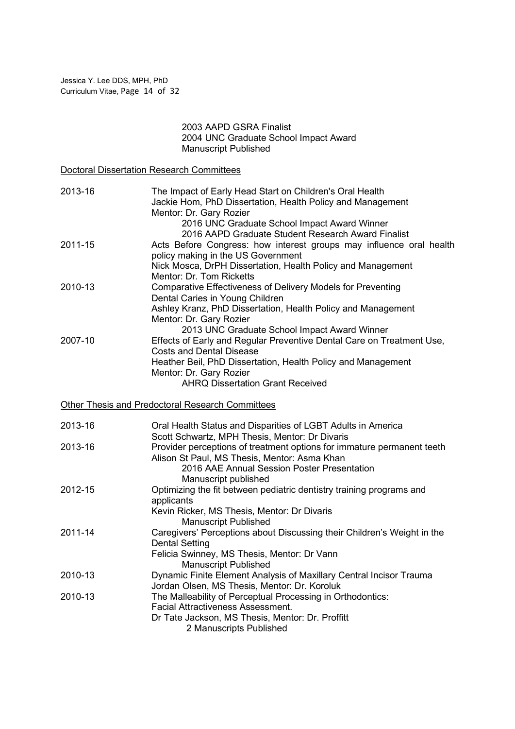2003 AAPD GSRA Finalist
2004 UNC Graduate School Impact Award
Manuscript Published

## Doctoral Dissertation Research Committees

**2013-16**
The Impact of Early Head Start on Children's Oral Health
Jackie Hom, PhD Dissertation, Health Policy and Management
Mentor: Dr. Gary Rozier
- 2016 UNC Graduate School Impact Award Winner
- 2016 AAPD Graduate Student Research Award Finalist

**2011-15**
Acts Before Congress: how interest groups may influence oral health policy making in the US Government
Nick Mosca, DrPH Dissertation, Health Policy and Management
Mentor: Dr. Tom Ricketts

**2010-13**
Comparative Effectiveness of Delivery Models for Preventing Dental Caries in Young Children
Ashley Kranz, PhD Dissertation, Health Policy and Management
Mentor: Dr. Gary Rozier
- 2013 UNC Graduate School Impact Award Winner

**2007-10**
Effects of Early and Regular Preventive Dental Care on Treatment Use, Costs and Dental Disease
Heather Beil, PhD Dissertation, Health Policy and Management
Mentor: Dr. Gary Rozier
- AHRQ Dissertation Grant Received

## Other Thesis and Predoctoral Research Committees

**2013-16**
Oral Health Status and Disparities of LGBT Adults in America
Scott Schwartz, MPH Thesis, Mentor: Dr Divaris

**2013-16**
Provider perceptions of treatment options for immature permanent teeth
Alison St Paul, MS Thesis, Mentor: Asma Khan
- 2016 AAE Annual Session Poster Presentation
- Manuscript published

**2012-15**
Optimizing the fit between pediatric dentistry training programs and applicants
Kevin Ricker, MS Thesis, Mentor: Dr Divaris
- Manuscript Published

**2011-14**
Caregivers' Perceptions about Discussing their Children's Weight in the Dental Setting
Felicia Swinney, MS Thesis, Mentor: Dr Vann
- Manuscript Published

**2010-13**
Dynamic Finite Element Analysis of Maxillary Central Incisor Trauma
Jordan Olsen, MS Thesis, Mentor: Dr. Koroluk

**2010-13**
The Malleability of Perceptual Processing in Orthodontics: Facial Attractiveness Assessment.
Dr Tate Jackson, MS Thesis, Mentor: Dr. Proffitt
- 2 Manuscripts Published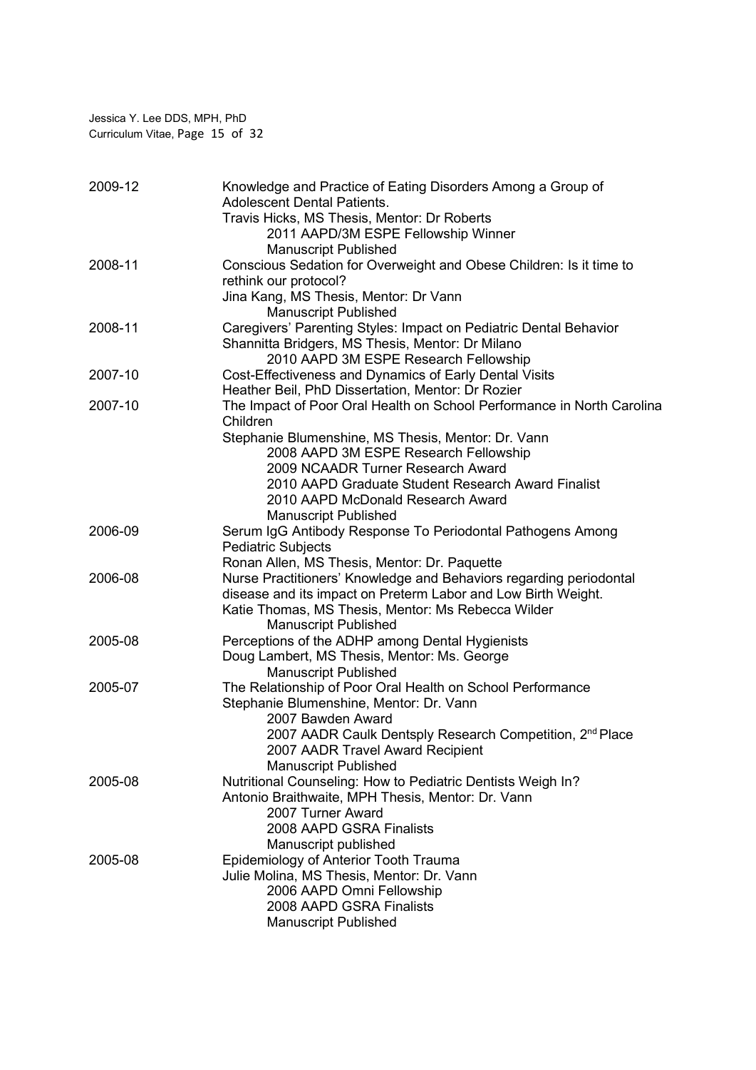2009-12 Knowledge and Practice of Eating Disorders Among a Group of Adolescent Dental Patients.
Travis Hicks, MS Thesis, Mentor: Dr Roberts
- 2011 AAPD/3M ESPE Fellowship Winner
- Manuscript Published

2008-11 Conscious Sedation for Overweight and Obese Children: Is it time to rethink our protocol?
Jina Kang, MS Thesis, Mentor: Dr Vann
- Manuscript Published

2008-11 Caregivers' Parenting Styles: Impact on Pediatric Dental Behavior
Shannitta Bridgers, MS Thesis, Mentor: Dr Milano
- 2010 AAPD 3M ESPE Research Fellowship

2007-10 Cost-Effectiveness and Dynamics of Early Dental Visits
Heather Beil, PhD Dissertation, Mentor: Dr Rozier

2007-10 The Impact of Poor Oral Health on School Performance in North Carolina Children
Stephanie Blumenshine, MS Thesis, Mentor: Dr. Vann
- 2008 AAPD 3M ESPE Research Fellowship
- 2009 NCAADR Turner Research Award
- 2010 AAPD Graduate Student Research Award Finalist
- 2010 AAPD McDonald Research Award
- Manuscript Published

2006-09 Serum IgG Antibody Response To Periodontal Pathogens Among Pediatric Subjects
Ronan Allen, MS Thesis, Mentor: Dr. Paquette

2006-08 Nurse Practitioners' Knowledge and Behaviors regarding periodontal disease and its impact on Preterm Labor and Low Birth Weight.
Katie Thomas, MS Thesis, Mentor: Ms Rebecca Wilder
- Manuscript Published

2005-08 Perceptions of the ADHP among Dental Hygienists
Doug Lambert, MS Thesis, Mentor: Ms. George
- Manuscript Published

2005-07 The Relationship of Poor Oral Health on School Performance
Stephanie Blumenshine, Mentor: Dr. Vann
- 2007 Bawden Award
- 2007 AADR Caulk Dentsply Research Competition, 2nd Place
- 2007 AADR Travel Award Recipient
- Manuscript Published

2005-08 Nutritional Counseling: How to Pediatric Dentists Weigh In?
Antonio Braithwaite, MPH Thesis, Mentor: Dr. Vann
- 2007 Turner Award
- 2008 AAPD GSRA Finalists
- Manuscript published

2005-08 Epidemiology of Anterior Tooth Trauma
Julie Molina, MS Thesis, Mentor: Dr. Vann
- 2006 AAPD Omni Fellowship
- 2008 AAPD GSRA Finalists
- Manuscript Published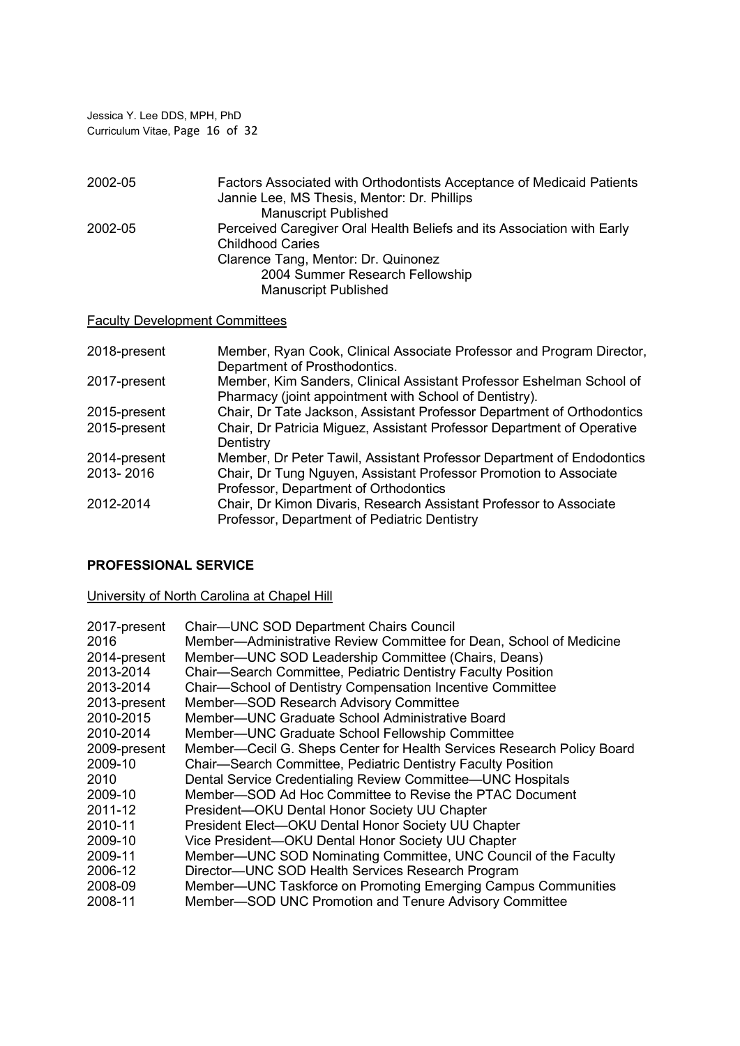2002-05 Factors Associated with Orthodontists Acceptance of Medicaid Patients
Jannie Lee, MS Thesis, Mentor: Dr. Phillips
Manuscript Published

2002-05 Perceived Caregiver Oral Health Beliefs and its Association with Early Childhood Caries
Clarence Tang, Mentor: Dr. Quinonez
2004 Summer Research Fellowship
Manuscript Published

<u>Faculty Development Committees</u>

| | |
|---|---|
| 2018-present | Member, Ryan Cook, Clinical Associate Professor and Program Director, Department of Prosthodontics. |
| 2017-present | Member, Kim Sanders, Clinical Assistant Professor Eshelman School of Pharmacy (joint appointment with School of Dentistry). |
| 2015-present | Chair, Dr Tate Jackson, Assistant Professor Department of Orthodontics |
| 2015-present | Chair, Dr Patricia Miguez, Assistant Professor Department of Operative Dentistry |
| 2014-present | Member, Dr Peter Tawil, Assistant Professor Department of Endodontics |
| 2013- 2016 | Chair, Dr Tung Nguyen, Assistant Professor Promotion to Associate Professor, Department of Orthodontics |
| 2012-2014 | Chair, Dr Kimon Divaris, Research Assistant Professor to Associate Professor, Department of Pediatric Dentistry |

## PROFESSIONAL SERVICE

<u>University of North Carolina at Chapel Hill</u>

| | |
|---|---|
| 2017-present | Chair—UNC SOD Department Chairs Council |
| 2016 | Member—Administrative Review Committee for Dean, School of Medicine |
| 2014-present | Member—UNC SOD Leadership Committee (Chairs, Deans) |
| 2013-2014 | Chair—Search Committee, Pediatric Dentistry Faculty Position |
| 2013-2014 | Chair—School of Dentistry Compensation Incentive Committee |
| 2013-present | Member—SOD Research Advisory Committee |
| 2010-2015 | Member—UNC Graduate School Administrative Board |
| 2010-2014 | Member—UNC Graduate School Fellowship Committee |
| 2009-present | Member—Cecil G. Sheps Center for Health Services Research Policy Board |
| 2009-10 | Chair—Search Committee, Pediatric Dentistry Faculty Position |
| 2010 | Dental Service Credentialing Review Committee—UNC Hospitals |
| 2009-10 | Member—SOD Ad Hoc Committee to Revise the PTAC Document |
| 2011-12 | President—OKU Dental Honor Society UU Chapter |
| 2010-11 | President Elect—OKU Dental Honor Society UU Chapter |
| 2009-10 | Vice President—OKU Dental Honor Society UU Chapter |
| 2009-11 | Member—UNC SOD Nominating Committee, UNC Council of the Faculty |
| 2006-12 | Director—UNC SOD Health Services Research Program |
| 2008-09 | Member—UNC Taskforce on Promoting Emerging Campus Communities |
| 2008-11 | Member—SOD UNC Promotion and Tenure Advisory Committee |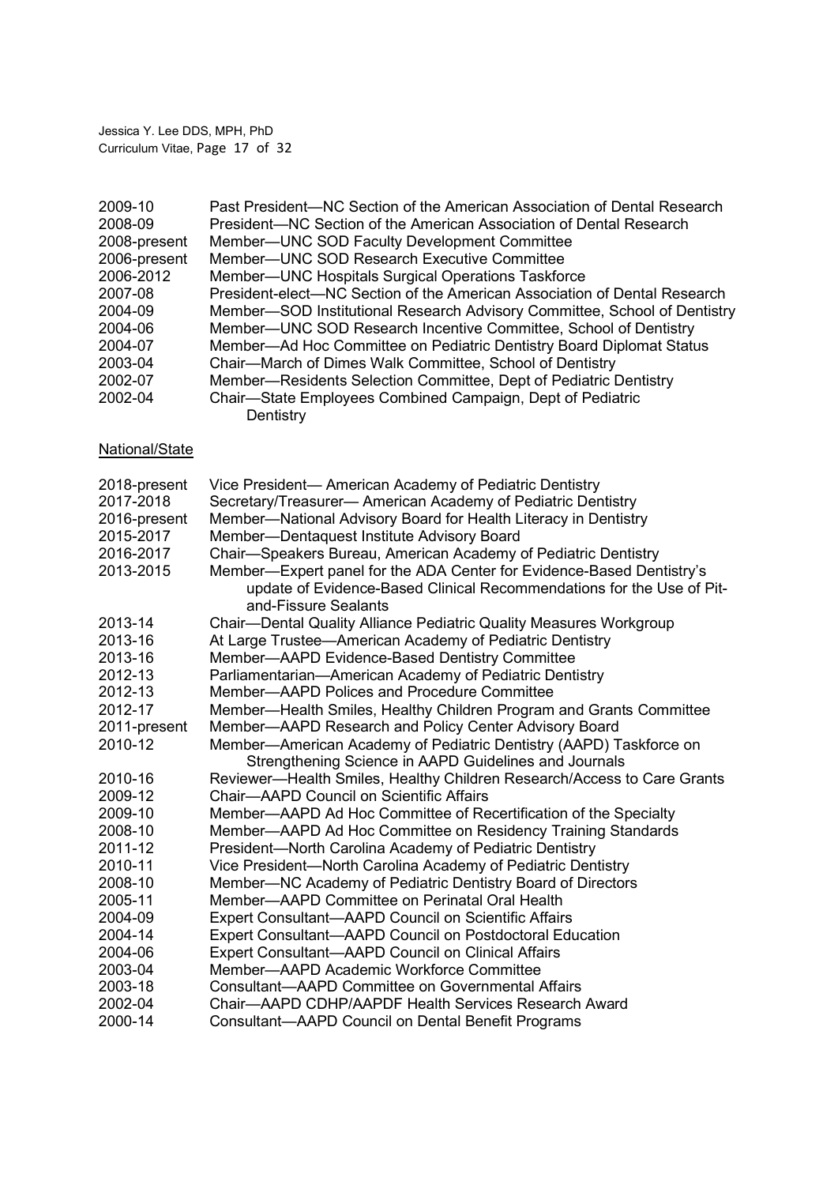2009-10 Past President—NC Section of the American Association of Dental Research
2008-09 President—NC Section of the American Association of Dental Research
2008-present Member—UNC SOD Faculty Development Committee
2006-present Member—UNC SOD Research Executive Committee
2006-2012 Member—UNC Hospitals Surgical Operations Taskforce
2007-08 President-elect—NC Section of the American Association of Dental Research
2004-09 Member—SOD Institutional Research Advisory Committee, School of Dentistry
2004-06 Member—UNC SOD Research Incentive Committee, School of Dentistry
2004-07 Member—Ad Hoc Committee on Pediatric Dentistry Board Diplomat Status
2003-04 Chair—March of Dimes Walk Committee, School of Dentistry
2002-07 Member—Residents Selection Committee, Dept of Pediatric Dentistry
2002-04 Chair—State Employees Combined Campaign, Dept of Pediatric Dentistry

National/State

2018-present Vice President— American Academy of Pediatric Dentistry
2017-2018 Secretary/Treasurer— American Academy of Pediatric Dentistry
2016-present Member—National Advisory Board for Health Literacy in Dentistry
2015-2017 Member—Dentaquest Institute Advisory Board
2016-2017 Chair—Speakers Bureau, American Academy of Pediatric Dentistry
2013-2015 Member—Expert panel for the ADA Center for Evidence-Based Dentistry's update of Evidence-Based Clinical Recommendations for the Use of Pit-and-Fissure Sealants
2013-14 Chair—Dental Quality Alliance Pediatric Quality Measures Workgroup
2013-16 At Large Trustee—American Academy of Pediatric Dentistry
2013-16 Member—AAPD Evidence-Based Dentistry Committee
2012-13 Parliamentarian—American Academy of Pediatric Dentistry
2012-13 Member—AAPD Polices and Procedure Committee
2012-17 Member—Health Smiles, Healthy Children Program and Grants Committee
2011-present Member—AAPD Research and Policy Center Advisory Board
2010-12 Member—American Academy of Pediatric Dentistry (AAPD) Taskforce on Strengthening Science in AAPD Guidelines and Journals
2010-16 Reviewer—Health Smiles, Healthy Children Research/Access to Care Grants
2009-12 Chair—AAPD Council on Scientific Affairs
2009-10 Member—AAPD Ad Hoc Committee of Recertification of the Specialty
2008-10 Member—AAPD Ad Hoc Committee on Residency Training Standards
2011-12 President—North Carolina Academy of Pediatric Dentistry
2010-11 Vice President—North Carolina Academy of Pediatric Dentistry
2008-10 Member—NC Academy of Pediatric Dentistry Board of Directors
2005-11 Member—AAPD Committee on Perinatal Oral Health
2004-09 Expert Consultant—AAPD Council on Scientific Affairs
2004-14 Expert Consultant—AAPD Council on Postdoctoral Education
2004-06 Expert Consultant—AAPD Council on Clinical Affairs
2003-04 Member—AAPD Academic Workforce Committee
2003-18 Consultant—AAPD Committee on Governmental Affairs
2002-04 Chair—AAPD CDHP/AAPDF Health Services Research Award
2000-14 Consultant—AAPD Council on Dental Benefit Programs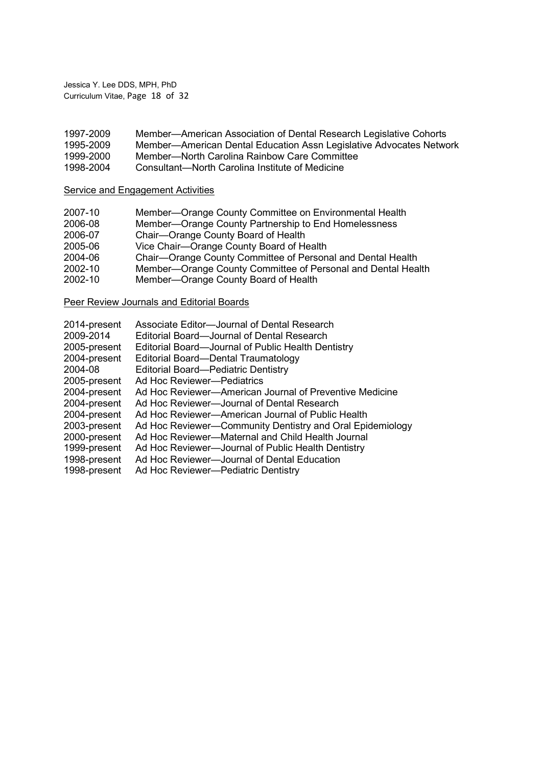1997-2009 Member—American Association of Dental Research Legislative Cohorts
1995-2009 Member—American Dental Education Assn Legislative Advocates Network
1999-2000 Member—North Carolina Rainbow Care Committee
1998-2004 Consultant—North Carolina Institute of Medicine

<u>Service and Engagement Activities</u>

2007-10 Member—Orange County Committee on Environmental Health
2006-08 Member—Orange County Partnership to End Homelessness
2006-07 Chair—Orange County Board of Health
2005-06 Vice Chair—Orange County Board of Health
2004-06 Chair—Orange County Committee of Personal and Dental Health
2002-10 Member—Orange County Committee of Personal and Dental Health
2002-10 Member—Orange County Board of Health

<u>Peer Review Journals and Editorial Boards</u>

2014-present Associate Editor—Journal of Dental Research
2009-2014 Editorial Board—Journal of Dental Research
2005-present Editorial Board—Journal of Public Health Dentistry
2004-present Editorial Board—Dental Traumatology
2004-08 Editorial Board—Pediatric Dentistry
2005-present Ad Hoc Reviewer—Pediatrics
2004-present Ad Hoc Reviewer—American Journal of Preventive Medicine
2004-present Ad Hoc Reviewer—Journal of Dental Research
2004-present Ad Hoc Reviewer—American Journal of Public Health
2003-present Ad Hoc Reviewer—Community Dentistry and Oral Epidemiology
2000-present Ad Hoc Reviewer—Maternal and Child Health Journal
1999-present Ad Hoc Reviewer—Journal of Public Health Dentistry
1998-present Ad Hoc Reviewer—Journal of Dental Education
1998-present Ad Hoc Reviewer—Pediatric Dentistry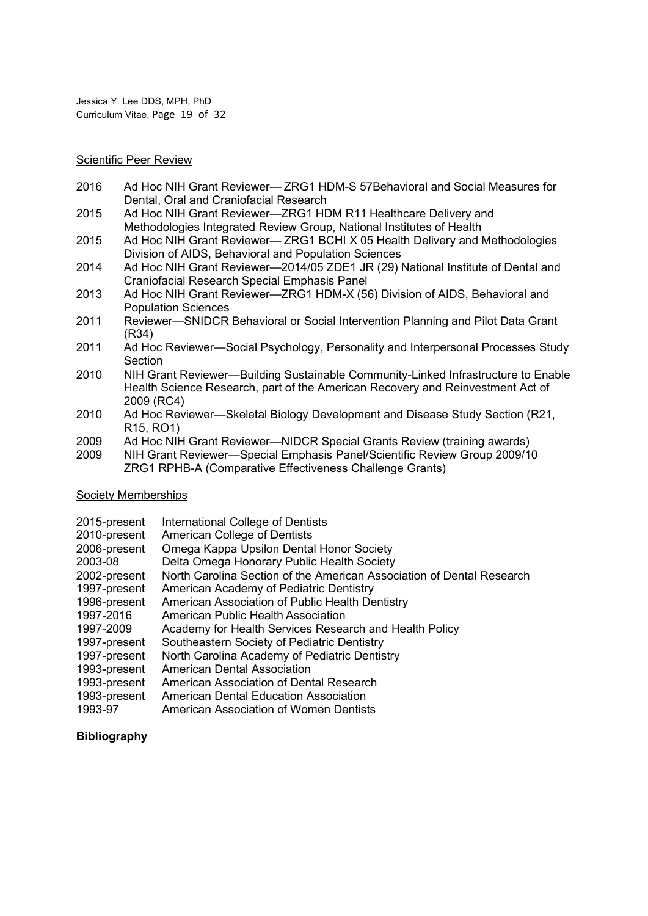<u>Scientific Peer Review</u>

2016 Ad Hoc NIH Grant Reviewer— ZRG1 HDM-S 57Behavioral and Social Measures for Dental, Oral and Craniofacial Research

2015 Ad Hoc NIH Grant Reviewer—ZRG1 HDM R11 Healthcare Delivery and Methodologies Integrated Review Group, National Institutes of Health

2015 Ad Hoc NIH Grant Reviewer— ZRG1 BCHI X 05 Health Delivery and Methodologies Division of AIDS, Behavioral and Population Sciences

2014 Ad Hoc NIH Grant Reviewer—2014/05 ZDE1 JR (29) National Institute of Dental and Craniofacial Research Special Emphasis Panel

2013 Ad Hoc NIH Grant Reviewer—ZRG1 HDM-X (56) Division of AIDS, Behavioral and Population Sciences

2011 Reviewer—SNIDCR Behavioral or Social Intervention Planning and Pilot Data Grant (R34)

2011 Ad Hoc Reviewer—Social Psychology, Personality and Interpersonal Processes Study Section

2010 NIH Grant Reviewer—Building Sustainable Community-Linked Infrastructure to Enable Health Science Research, part of the American Recovery and Reinvestment Act of 2009 (RC4)

2010 Ad Hoc Reviewer—Skeletal Biology Development and Disease Study Section (R21, R15, RO1)

2009 Ad Hoc NIH Grant Reviewer—NIDCR Special Grants Review (training awards)

2009 NIH Grant Reviewer—Special Emphasis Panel/Scientific Review Group 2009/10 ZRG1 RPHB-A (Comparative Effectiveness Challenge Grants)

<u>Society Memberships</u>

2015-present International College of Dentists
2010-present American College of Dentists
2006-present Omega Kappa Upsilon Dental Honor Society
2003-08 Delta Omega Honorary Public Health Society
2002-present North Carolina Section of the American Association of Dental Research
1997-present American Academy of Pediatric Dentistry
1996-present American Association of Public Health Dentistry
1997-2016 American Public Health Association
1997-2009 Academy for Health Services Research and Health Policy
1997-present Southeastern Society of Pediatric Dentistry
1997-present North Carolina Academy of Pediatric Dentistry
1993-present American Dental Association
1993-present American Association of Dental Research
1993-present American Dental Education Association
1993-97 American Association of Women Dentists

**Bibliography**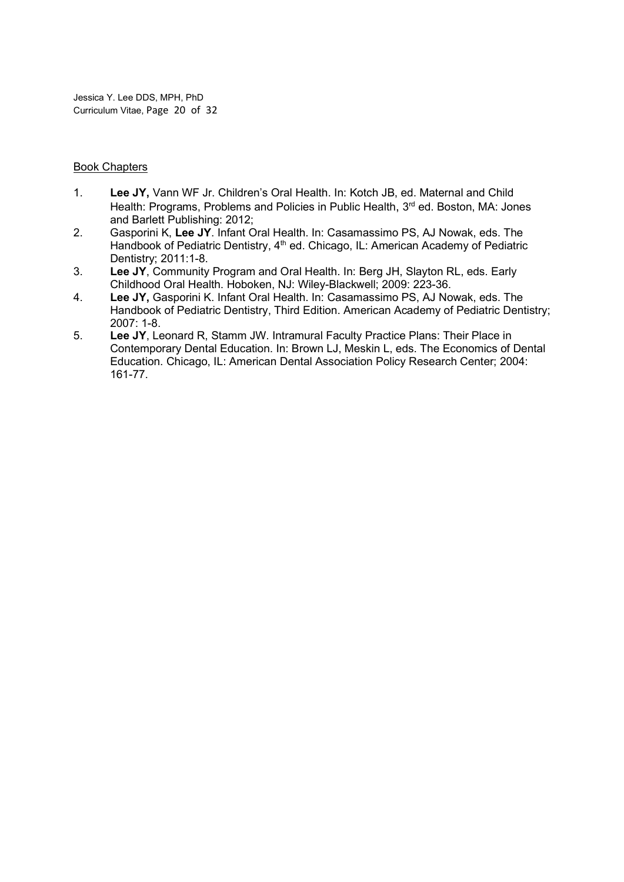<u>Book Chapters</u>

1. **Lee JY,** Vann WF Jr. Children's Oral Health. In: Kotch JB, ed. Maternal and Child Health: Programs, Problems and Policies in Public Health, 3rd ed. Boston, MA: Jones and Barlett Publishing: 2012;
2. Gasporini K, **Lee JY**. Infant Oral Health. In: Casamassimo PS, AJ Nowak, eds. The Handbook of Pediatric Dentistry, 4th ed. Chicago, IL: American Academy of Pediatric Dentistry; 2011:1-8.
3. **Lee JY**, Community Program and Oral Health. In: Berg JH, Slayton RL, eds. Early Childhood Oral Health. Hoboken, NJ: Wiley-Blackwell; 2009: 223-36.
4. **Lee JY,** Gasporini K. Infant Oral Health. In: Casamassimo PS, AJ Nowak, eds. The Handbook of Pediatric Dentistry, Third Edition. American Academy of Pediatric Dentistry; 2007: 1-8.
5. **Lee JY**, Leonard R, Stamm JW. Intramural Faculty Practice Plans: Their Place in Contemporary Dental Education. In: Brown LJ, Meskin L, eds. The Economics of Dental Education. Chicago, IL: American Dental Association Policy Research Center; 2004: 161-77.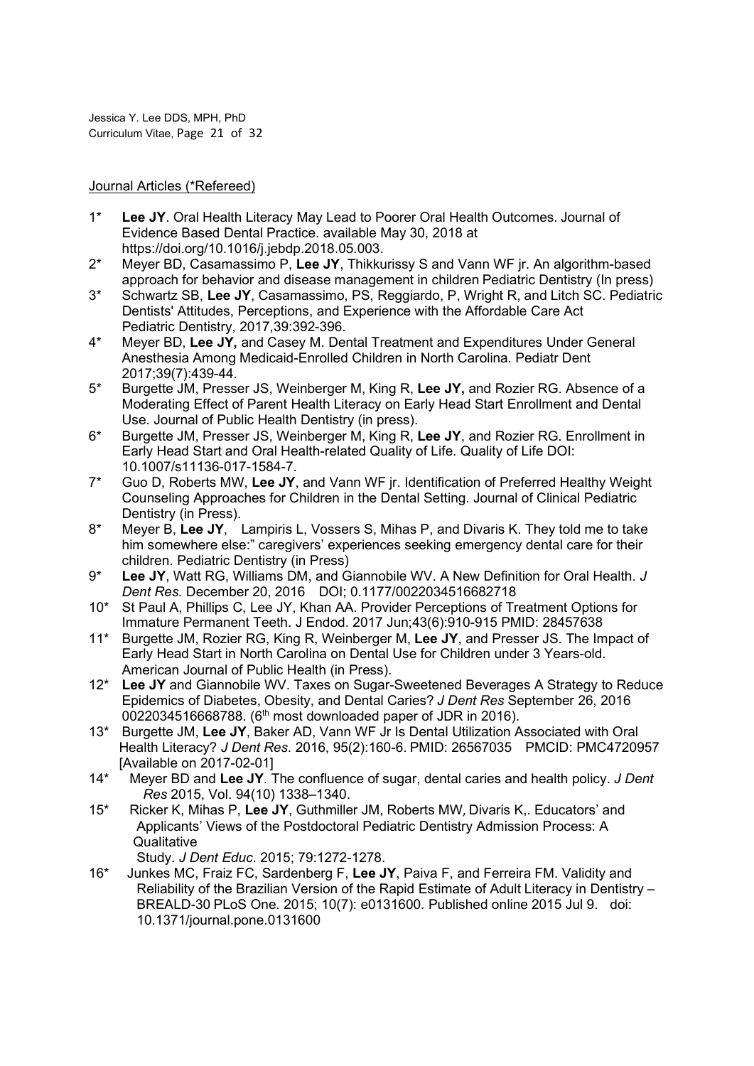Journal Articles (*Refereed)

1* **Lee JY**. Oral Health Literacy May Lead to Poorer Oral Health Outcomes. Journal of Evidence Based Dental Practice. available May 30, 2018 at https://doi.org/10.1016/j.jebdp.2018.05.003.

2* Meyer BD, Casamassimo P, **Lee JY**, Thikkurissy S and Vann WF jr. An algorithm-based approach for behavior and disease management in children Pediatric Dentistry (In press)

3* Schwartz SB, **Lee JY**, Casamassimo, PS, Reggiardo, P, Wright R, and Litch SC. Pediatric Dentists' Attitudes, Perceptions, and Experience with the Affordable Care Act Pediatric Dentistry, 2017,39:392-396.

4* Meyer BD, **Lee JY,** and Casey M. Dental Treatment and Expenditures Under General Anesthesia Among Medicaid-Enrolled Children in North Carolina. Pediatr Dent 2017;39(7):439-44.

5* Burgette JM, Presser JS, Weinberger M, King R, **Lee JY,** and Rozier RG. Absence of a Moderating Effect of Parent Health Literacy on Early Head Start Enrollment and Dental Use. Journal of Public Health Dentistry (in press).

6* Burgette JM, Presser JS, Weinberger M, King R, **Lee JY**, and Rozier RG. Enrollment in Early Head Start and Oral Health-related Quality of Life. Quality of Life DOI: 10.1007/s11136-017-1584-7.

7* Guo D, Roberts MW, **Lee JY**, and Vann WF jr. Identification of Preferred Healthy Weight Counseling Approaches for Children in the Dental Setting. Journal of Clinical Pediatric Dentistry (in Press).

8* Meyer B, **Lee JY**, Lampiris L, Vossers S, Mihas P, and Divaris K. They told me to take him somewhere else:" caregivers' experiences seeking emergency dental care for their children. Pediatric Dentistry (in Press)

9* **Lee JY**, Watt RG, Williams DM, and Giannobile WV. A New Definition for Oral Health. *J Dent Res.* December 20, 2016 DOI; 0.1177/0022034516682718

10* St Paul A, Phillips C, Lee JY, Khan AA. Provider Perceptions of Treatment Options for Immature Permanent Teeth. J Endod. 2017 Jun;43(6):910-915 PMID: 28457638

11* Burgette JM, Rozier RG, King R, Weinberger M, **Lee JY**, and Presser JS. The Impact of Early Head Start in North Carolina on Dental Use for Children under 3 Years-old. American Journal of Public Health (in Press).

12* **Lee JY** and Giannobile WV. Taxes on Sugar-Sweetened Beverages A Strategy to Reduce Epidemics of Diabetes, Obesity, and Dental Caries? *J Dent Res* September 26, 2016 0022034516668788. (6th most downloaded paper of JDR in 2016).

13* Burgette JM, **Lee JY**, Baker AD, Vann WF Jr Is Dental Utilization Associated with Oral Health Literacy? *J Dent Res*. 2016, 95(2):160-6. PMID: 26567035 PMCID: PMC4720957 [Available on 2017-02-01]

14* Meyer BD and **Lee JY**. The confluence of sugar, dental caries and health policy. *J Dent Res* 2015, Vol. 94(10) 1338–1340.

15* Ricker K, Mihas P, **Lee JY**, Guthmiller JM, Roberts MW, Divaris K,. Educators' and Applicants' Views of the Postdoctoral Pediatric Dentistry Admission Process: A Qualitative Study. *J Dent Educ*. 2015; 79:1272-1278.

16* Junkes MC, Fraiz FC, Sardenberg F, **Lee JY**, Paiva F, and Ferreira FM. Validity and Reliability of the Brazilian Version of the Rapid Estimate of Adult Literacy in Dentistry – BREALD-30 PLoS One. 2015; 10(7): e0131600. Published online 2015 Jul 9. doi: 10.1371/journal.pone.0131600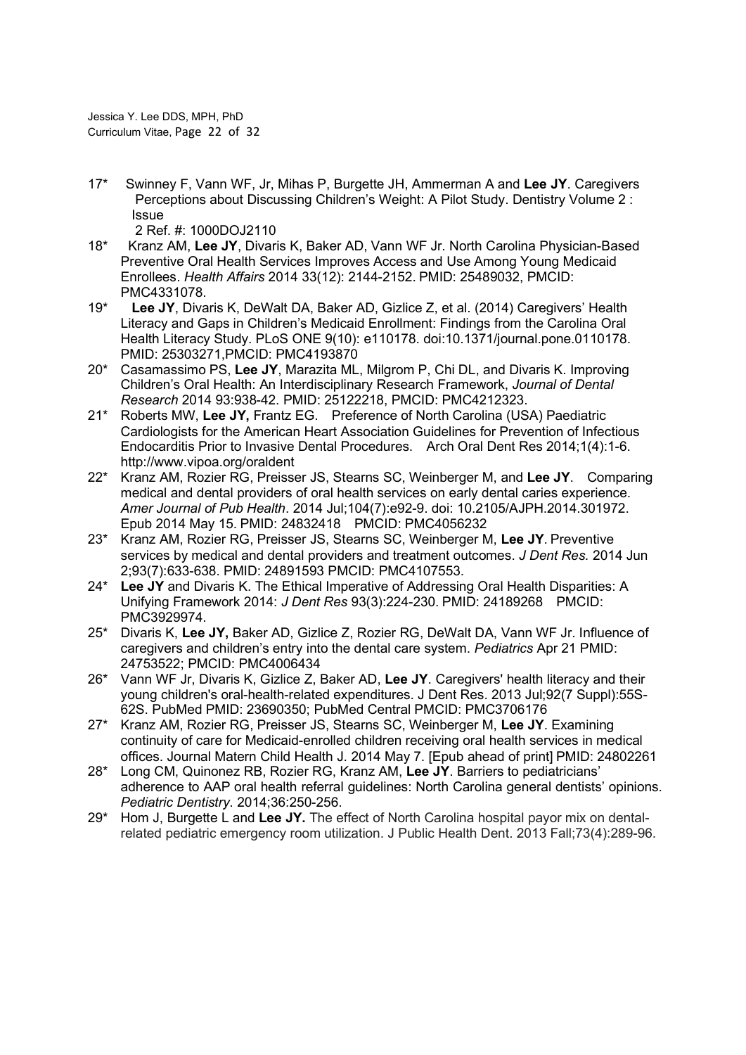17* Swinney F, Vann WF, Jr, Mihas P, Burgette JH, Ammerman A and **Lee JY**. Caregivers Perceptions about Discussing Children's Weight: A Pilot Study. Dentistry Volume 2 : Issue 2 Ref. #: 1000DOJ2110

18* Kranz AM, **Lee JY**, Divaris K, Baker AD, Vann WF Jr. North Carolina Physician-Based Preventive Oral Health Services Improves Access and Use Among Young Medicaid Enrollees. *Health Affairs* 2014 33(12): 2144-2152. PMID: 25489032, PMCID: PMC4331078.

19* **Lee JY**, Divaris K, DeWalt DA, Baker AD, Gizlice Z, et al. (2014) Caregivers' Health Literacy and Gaps in Children's Medicaid Enrollment: Findings from the Carolina Oral Health Literacy Study. PLoS ONE 9(10): e110178. doi:10.1371/journal.pone.0110178. PMID: 25303271,PMCID: PMC4193870

20* Casamassimo PS, **Lee JY**, Marazita ML, Milgrom P, Chi DL, and Divaris K. Improving Children's Oral Health: An Interdisciplinary Research Framework, *Journal of Dental Research* 2014 93:938-42. PMID: 25122218, PMCID: PMC4212323.

21* Roberts MW, **Lee JY,** Frantz EG. Preference of North Carolina (USA) Paediatric Cardiologists for the American Heart Association Guidelines for Prevention of Infectious Endocarditis Prior to Invasive Dental Procedures. Arch Oral Dent Res 2014;1(4):1-6. http://www.vipoa.org/oraldent

22* Kranz AM, Rozier RG, Preisser JS, Stearns SC, Weinberger M, and **Lee JY**. Comparing medical and dental providers of oral health services on early dental caries experience. *Amer Journal of Pub Health*. 2014 Jul;104(7):e92-9. doi: 10.2105/AJPH.2014.301972. Epub 2014 May 15. PMID: 24832418 PMCID: PMC4056232

23* Kranz AM, Rozier RG, Preisser JS, Stearns SC, Weinberger M, **Lee JY**. Preventive services by medical and dental providers and treatment outcomes. *J Dent Res.* 2014 Jun 2;93(7):633-638. PMID: 24891593 PMCID: PMC4107553.

24* **Lee JY** and Divaris K. The Ethical Imperative of Addressing Oral Health Disparities: A Unifying Framework 2014: *J Dent Res* 93(3):224-230. PMID: 24189268 PMCID: PMC3929974.

25* Divaris K, **Lee JY,** Baker AD, Gizlice Z, Rozier RG, DeWalt DA, Vann WF Jr. Influence of caregivers and children's entry into the dental care system. *Pediatrics* Apr 21 PMID: 24753522; PMCID: PMC4006434

26* Vann WF Jr, Divaris K, Gizlice Z, Baker AD, **Lee JY**. Caregivers' health literacy and their young children's oral-health-related expenditures. J Dent Res. 2013 Jul;92(7 Suppl):55S-62S. PubMed PMID: 23690350; PubMed Central PMCID: PMC3706176

27* Kranz AM, Rozier RG, Preisser JS, Stearns SC, Weinberger M, **Lee JY**. Examining continuity of care for Medicaid-enrolled children receiving oral health services in medical offices. Journal Matern Child Health J. 2014 May 7. [Epub ahead of print] PMID: 24802261

28* Long CM, Quinonez RB, Rozier RG, Kranz AM, **Lee JY**. Barriers to pediatricians' adherence to AAP oral health referral guidelines: North Carolina general dentists' opinions. *Pediatric Dentistry*. 2014;36:250-256.

29* Hom J, Burgette L and **Lee JY.** The effect of North Carolina hospital payor mix on dental-related pediatric emergency room utilization. J Public Health Dent. 2013 Fall;73(4):289-96.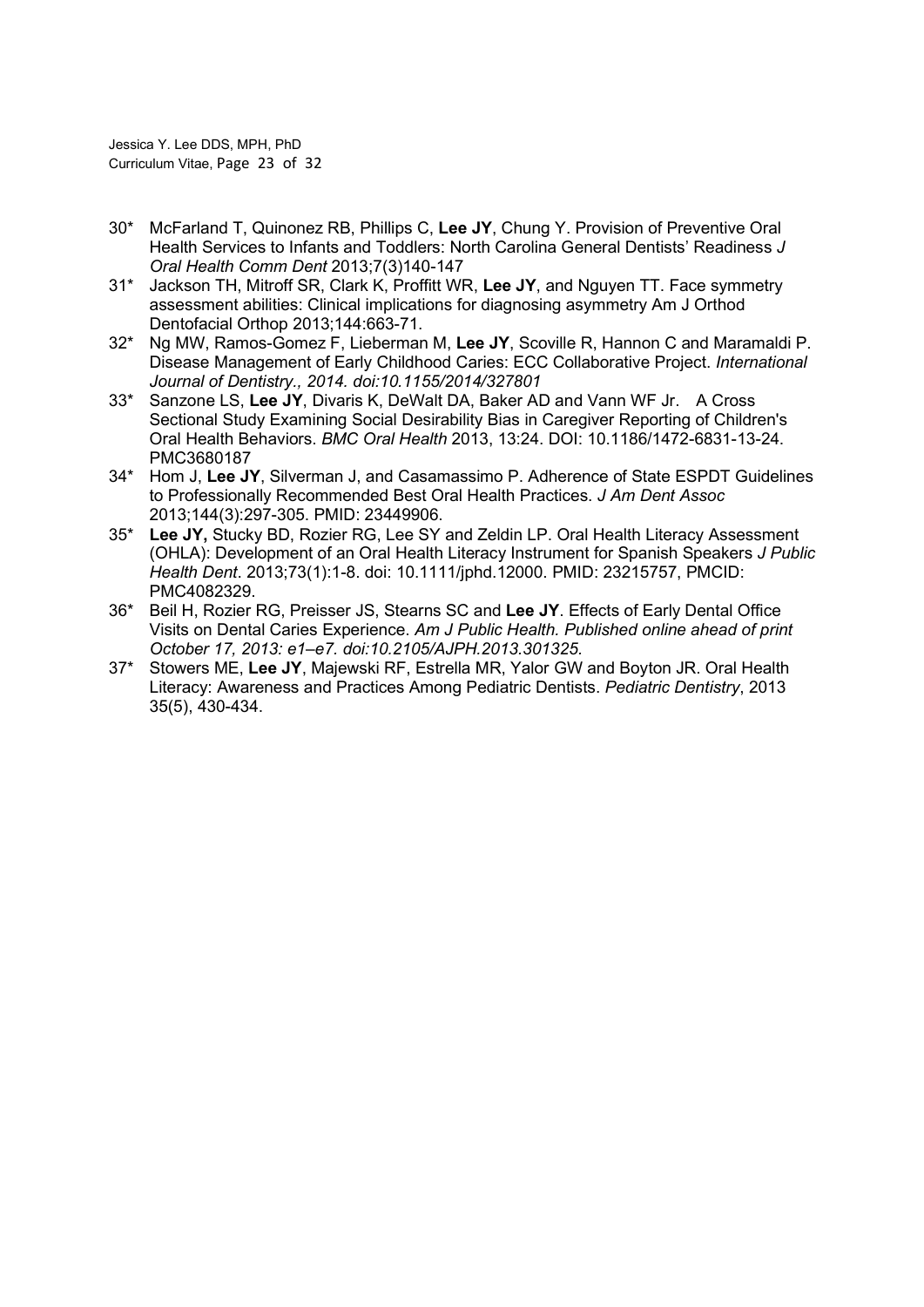30* McFarland T, Quinonez RB, Phillips C, **Lee JY**, Chung Y. Provision of Preventive Oral Health Services to Infants and Toddlers: North Carolina General Dentists' Readiness *J Oral Health Comm Dent* 2013;7(3)140-147

31* Jackson TH, Mitroff SR, Clark K, Proffitt WR, **Lee JY**, and Nguyen TT. Face symmetry assessment abilities: Clinical implications for diagnosing asymmetry Am J Orthod Dentofacial Orthop 2013;144:663-71.

32* Ng MW, Ramos-Gomez F, Lieberman M, **Lee JY**, Scoville R, Hannon C and Maramaldi P. Disease Management of Early Childhood Caries: ECC Collaborative Project. *International Journal of Dentistry., 2014. doi:10.1155/2014/327801*

33* Sanzone LS, **Lee JY**, Divaris K, DeWalt DA, Baker AD and Vann WF Jr. A Cross Sectional Study Examining Social Desirability Bias in Caregiver Reporting of Children's Oral Health Behaviors. *BMC Oral Health* 2013, 13:24. DOI: 10.1186/1472-6831-13-24. PMC3680187

34* Hom J, **Lee JY**, Silverman J, and Casamassimo P. Adherence of State ESPDT Guidelines to Professionally Recommended Best Oral Health Practices. *J Am Dent Assoc* 2013;144(3):297-305. PMID: 23449906.

35* **Lee JY,** Stucky BD, Rozier RG, Lee SY and Zeldin LP. Oral Health Literacy Assessment (OHLA): Development of an Oral Health Literacy Instrument for Spanish Speakers *J Public Health Dent*. 2013;73(1):1-8. doi: 10.1111/jphd.12000. PMID: 23215757, PMCID: PMC4082329.

36* Beil H, Rozier RG, Preisser JS, Stearns SC and **Lee JY**. Effects of Early Dental Office Visits on Dental Caries Experience. *Am J Public Health. Published online ahead of print October 17, 2013: e1–e7. doi:10.2105/AJPH.2013.301325.*

37* Stowers ME, **Lee JY**, Majewski RF, Estrella MR, Yalor GW and Boyton JR. Oral Health Literacy: Awareness and Practices Among Pediatric Dentists. *Pediatric Dentistry*, 2013 35(5), 430-434.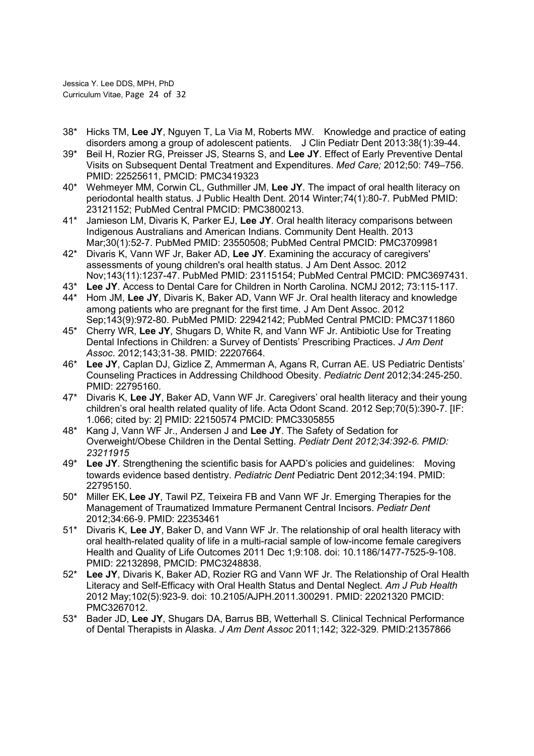38* Hicks TM, **Lee JY**, Nguyen T, La Via M, Roberts MW. Knowledge and practice of eating disorders among a group of adolescent patients. J Clin Pediatr Dent 2013:38(1):39-44.

39* Beil H, Rozier RG, Preisser JS, Stearns S, and **Lee JY**. Effect of Early Preventive Dental Visits on Subsequent Dental Treatment and Expenditures. *Med Care;* 2012;50: 749–756. PMID: 22525611, PMCID: PMC3419323

40* Wehmeyer MM, Corwin CL, Guthmiller JM, **Lee JY**. The impact of oral health literacy on periodontal health status. J Public Health Dent. 2014 Winter;74(1):80-7. PubMed PMID: 23121152; PubMed Central PMCID: PMC3800213.

41* Jamieson LM, Divaris K, Parker EJ, **Lee JY**. Oral health literacy comparisons between Indigenous Australians and American Indians. Community Dent Health. 2013 Mar;30(1):52-7. PubMed PMID: 23550508; PubMed Central PMCID: PMC3709981

42* Divaris K, Vann WF Jr, Baker AD, **Lee JY**. Examining the accuracy of caregivers' assessments of young children's oral health status. J Am Dent Assoc. 2012 Nov;143(11):1237-47. PubMed PMID: 23115154; PubMed Central PMCID: PMC3697431.

43* **Lee JY**. Access to Dental Care for Children in North Carolina. NCMJ 2012; 73:115-117.

44* Hom JM, **Lee JY**, Divaris K, Baker AD, Vann WF Jr. Oral health literacy and knowledge among patients who are pregnant for the first time. J Am Dent Assoc. 2012 Sep;143(9):972-80. PubMed PMID: 22942142; PubMed Central PMCID: PMC3711860

45* Cherry WR, **Lee JY**, Shugars D, White R, and Vann WF Jr. Antibiotic Use for Treating Dental Infections in Children: a Survey of Dentists' Prescribing Practices. *J Am Dent Assoc*. 2012;143;31-38. PMID: 22207664.

46* **Lee JY**, Caplan DJ, Gizlice Z, Ammerman A, Agans R, Curran AE. US Pediatric Dentists' Counseling Practices in Addressing Childhood Obesity. *Pediatric Dent* 2012;34:245-250. PMID: 22795160.

47* Divaris K, **Lee JY**, Baker AD, Vann WF Jr. Caregivers' oral health literacy and their young children's oral health related quality of life. Acta Odont Scand. 2012 Sep;70(5):390-7. [IF: 1.066; cited by: 2] PMID: 22150574 PMCID: PMC3305855

48* Kang J, Vann WF Jr., Andersen J and **Lee JY**. The Safety of Sedation for Overweight/Obese Children in the Dental Setting. *Pediatr Dent 2012;34:392-6. PMID: 23211915*

49* **Lee JY**. Strengthening the scientific basis for AAPD's policies and guidelines: Moving towards evidence based dentistry. *Pediatric Dent* Pediatric Dent 2012;34:194. PMID: 22795150.

50* Miller EK, **Lee JY**, Tawil PZ, Teixeira FB and Vann WF Jr. Emerging Therapies for the Management of Traumatized Immature Permanent Central Incisors. *Pediatr Dent* 2012;34:66-9. PMID: 22353461

51* Divaris K, **Lee JY**, Baker D, and Vann WF Jr. The relationship of oral health literacy with oral health-related quality of life in a multi-racial sample of low-income female caregivers Health and Quality of Life Outcomes 2011 Dec 1;9:108. doi: 10.1186/1477-7525-9-108. PMID: 22132898, PMCID: PMC3248838.

52* **Lee JY**, Divaris K, Baker AD, Rozier RG and Vann WF Jr. The Relationship of Oral Health Literacy and Self-Efficacy with Oral Health Status and Dental Neglect. *Am J Pub Health* 2012 May;102(5):923-9. doi: 10.2105/AJPH.2011.300291. PMID: 22021320 PMCID: PMC3267012.

53* Bader JD, **Lee JY**, Shugars DA, Barrus BB, Wetterhall S. Clinical Technical Performance of Dental Therapists in Alaska. *J Am Dent Assoc* 2011;142; 322-329. PMID:21357866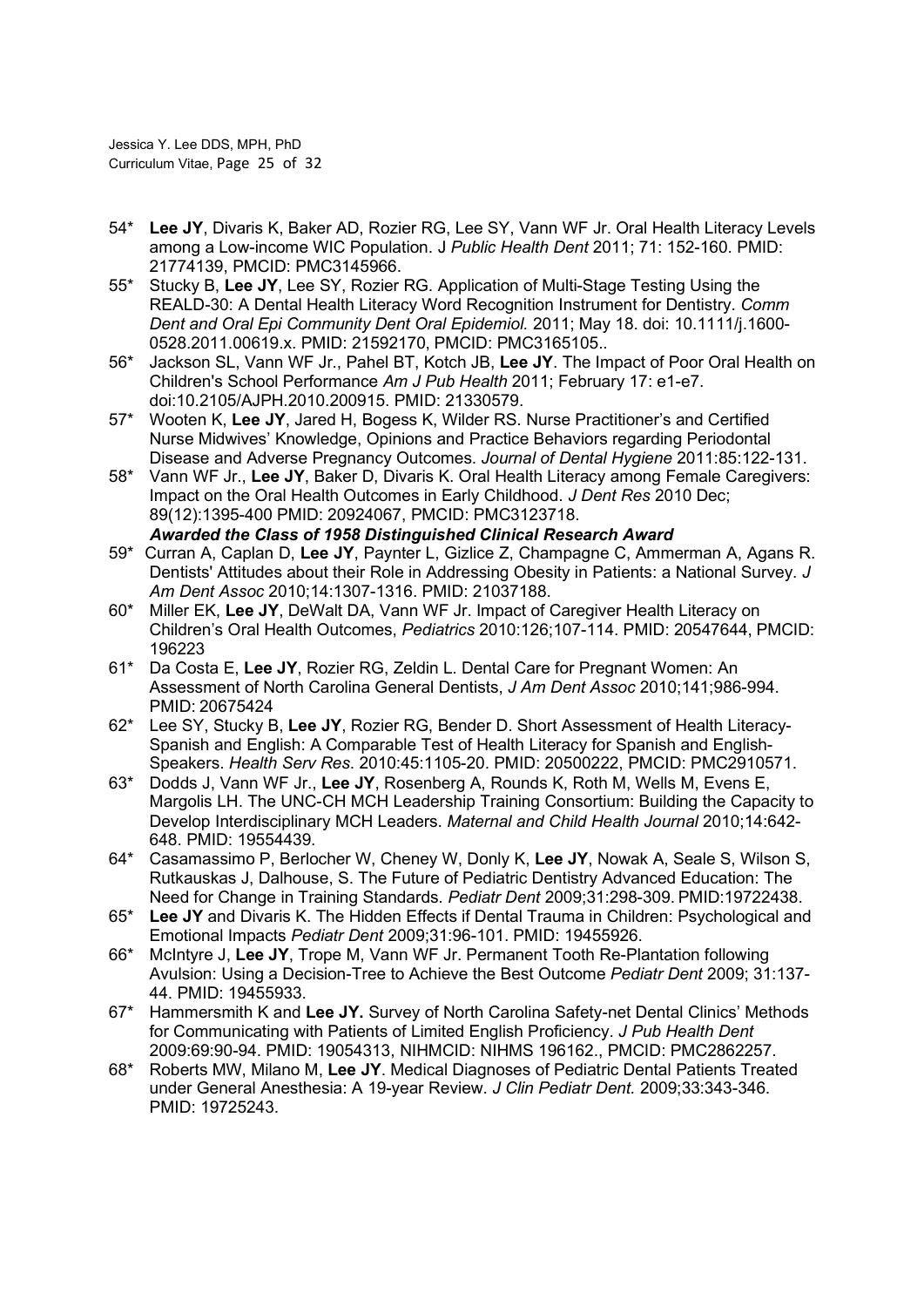54* **Lee JY**, Divaris K, Baker AD, Rozier RG, Lee SY, Vann WF Jr. Oral Health Literacy Levels among a Low-income WIC Population. J *Public Health Dent* 2011; 71: 152-160. PMID: 21774139, PMCID: PMC3145966.

55* Stucky B, **Lee JY**, Lee SY, Rozier RG. Application of Multi-Stage Testing Using the REALD-30: A Dental Health Literacy Word Recognition Instrument for Dentistry. *Comm Dent and Oral Epi Community Dent Oral Epidemiol.* 2011; May 18. doi: 10.1111/j.1600-0528.2011.00619.x. PMID: 21592170, PMCID: PMC3165105..

56* Jackson SL, Vann WF Jr., Pahel BT, Kotch JB, **Lee JY**. The Impact of Poor Oral Health on Children's School Performance *Am J Pub Health* 2011; February 17: e1-e7. doi:10.2105/AJPH.2010.200915. PMID: 21330579.

57* Wooten K, **Lee JY**, Jared H, Bogess K, Wilder RS. Nurse Practitioner's and Certified Nurse Midwives' Knowledge, Opinions and Practice Behaviors regarding Periodontal Disease and Adverse Pregnancy Outcomes. *Journal of Dental Hygiene* 2011:85:122-131.

58* Vann WF Jr., **Lee JY**, Baker D, Divaris K. Oral Health Literacy among Female Caregivers: Impact on the Oral Health Outcomes in Early Childhood. *J Dent Res* 2010 Dec; 89(12):1395-400 PMID: 20924067, PMCID: PMC3123718.
***Awarded the Class of 1958 Distinguished Clinical Research Award***

59* Curran A, Caplan D, **Lee JY**, Paynter L, Gizlice Z, Champagne C, Ammerman A, Agans R. Dentists' Attitudes about their Role in Addressing Obesity in Patients: a National Survey. *J Am Dent Assoc* 2010;14:1307-1316. PMID: 21037188.

60* Miller EK, **Lee JY**, DeWalt DA, Vann WF Jr. Impact of Caregiver Health Literacy on Children's Oral Health Outcomes, *Pediatrics* 2010:126;107-114. PMID: 20547644, PMCID: 196223

61* Da Costa E, **Lee JY**, Rozier RG, Zeldin L. Dental Care for Pregnant Women: An Assessment of North Carolina General Dentists, *J Am Dent Assoc* 2010;141;986-994. PMID: 20675424

62* Lee SY, Stucky B, **Lee JY**, Rozier RG, Bender D. Short Assessment of Health Literacy-Spanish and English: A Comparable Test of Health Literacy for Spanish and English-Speakers. *Health Serv Res*. 2010:45:1105-20. PMID: 20500222, PMCID: PMC2910571.

63* Dodds J, Vann WF Jr., **Lee JY**, Rosenberg A, Rounds K, Roth M, Wells M, Evens E, Margolis LH. The UNC-CH MCH Leadership Training Consortium: Building the Capacity to Develop Interdisciplinary MCH Leaders. *Maternal and Child Health Journal* 2010;14:642-648. PMID: 19554439.

64* Casamassimo P, Berlocher W, Cheney W, Donly K, **Lee JY**, Nowak A, Seale S, Wilson S, Rutkauskas J, Dalhouse, S. The Future of Pediatric Dentistry Advanced Education: The Need for Change in Training Standards. *Pediatr Dent* 2009;31:298-309. PMID:19722438.

65* **Lee JY** and Divaris K. The Hidden Effects if Dental Trauma in Children: Psychological and Emotional Impacts *Pediatr Dent* 2009;31:96-101. PMID: 19455926.

66* McIntyre J, **Lee JY**, Trope M, Vann WF Jr. Permanent Tooth Re-Plantation following Avulsion: Using a Decision-Tree to Achieve the Best Outcome *Pediatr Dent* 2009; 31:137-44. PMID: 19455933.

67* Hammersmith K and **Lee JY.** Survey of North Carolina Safety-net Dental Clinics' Methods for Communicating with Patients of Limited English Proficiency. *J Pub Health Dent* 2009:69:90-94. PMID: 19054313, NIHMCID: NIHMS 196162., PMCID: PMC2862257.

68* Roberts MW, Milano M, **Lee JY**. Medical Diagnoses of Pediatric Dental Patients Treated under General Anesthesia: A 19-year Review. *J Clin Pediatr Dent.* 2009;33:343-346. PMID: 19725243.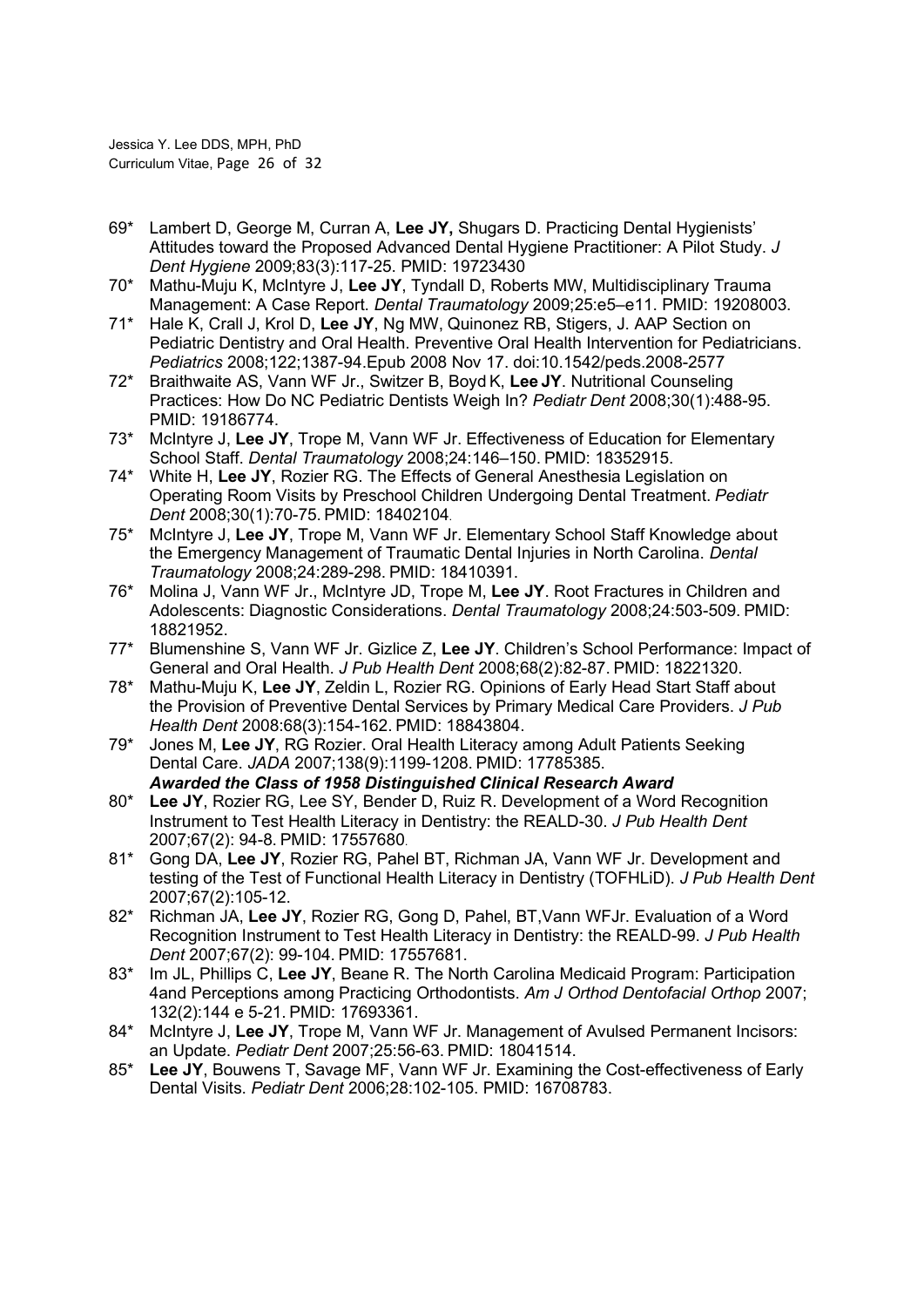69* Lambert D, George M, Curran A, **Lee JY,** Shugars D. Practicing Dental Hygienists' Attitudes toward the Proposed Advanced Dental Hygiene Practitioner: A Pilot Study. *J Dent Hygiene* 2009;83(3):117-25. PMID: 19723430

70* Mathu-Muju K, McIntyre J, **Lee JY**, Tyndall D, Roberts MW, Multidisciplinary Trauma Management: A Case Report. *Dental Traumatology* 2009;25:e5–e11. PMID: 19208003.

71* Hale K, Crall J, Krol D, **Lee JY**, Ng MW, Quinonez RB, Stigers, J. AAP Section on Pediatric Dentistry and Oral Health. Preventive Oral Health Intervention for Pediatricians. *Pediatrics* 2008;122;1387-94.Epub 2008 Nov 17. doi:10.1542/peds.2008-2577

72* Braithwaite AS, Vann WF Jr., Switzer B, Boyd K, **Lee JY**. Nutritional Counseling Practices: How Do NC Pediatric Dentists Weigh In? *Pediatr Dent* 2008;30(1):488-95. PMID: 19186774.

73* McIntyre J, **Lee JY**, Trope M, Vann WF Jr. Effectiveness of Education for Elementary School Staff. *Dental Traumatology* 2008;24:146–150. PMID: 18352915.

74* White H, **Lee JY**, Rozier RG. The Effects of General Anesthesia Legislation on Operating Room Visits by Preschool Children Undergoing Dental Treatment. *Pediatr Dent* 2008;30(1):70-75. PMID: 18402104.

75* McIntyre J, **Lee JY**, Trope M, Vann WF Jr. Elementary School Staff Knowledge about the Emergency Management of Traumatic Dental Injuries in North Carolina. *Dental Traumatology* 2008;24:289-298. PMID: 18410391.

76* Molina J, Vann WF Jr., McIntyre JD, Trope M, **Lee JY**. Root Fractures in Children and Adolescents: Diagnostic Considerations. *Dental Traumatology* 2008;24:503-509. PMID: 18821952.

77* Blumenshine S, Vann WF Jr. Gizlice Z, **Lee JY**. Children's School Performance: Impact of General and Oral Health. *J Pub Health Dent* 2008;68(2):82-87. PMID: 18221320.

78* Mathu-Muju K, **Lee JY**, Zeldin L, Rozier RG. Opinions of Early Head Start Staff about the Provision of Preventive Dental Services by Primary Medical Care Providers. *J Pub Health Dent* 2008:68(3):154-162. PMID: 18843804.

79* Jones M, **Lee JY**, RG Rozier. Oral Health Literacy among Adult Patients Seeking Dental Care. *JADA* 2007;138(9):1199-1208. PMID: 17785385.
***Awarded the Class of 1958 Distinguished Clinical Research Award***

80* **Lee JY**, Rozier RG, Lee SY, Bender D, Ruiz R. Development of a Word Recognition Instrument to Test Health Literacy in Dentistry: the REALD-30. *J Pub Health Dent* 2007;67(2): 94-8. PMID: 17557680.

81* Gong DA, **Lee JY**, Rozier RG, Pahel BT, Richman JA, Vann WF Jr. Development and testing of the Test of Functional Health Literacy in Dentistry (TOFHLiD). *J Pub Health Dent* 2007;67(2):105-12.

82* Richman JA, **Lee JY**, Rozier RG, Gong D, Pahel, BT,Vann WFJr. Evaluation of a Word Recognition Instrument to Test Health Literacy in Dentistry: the REALD-99. *J Pub Health Dent* 2007;67(2): 99-104. PMID: 17557681.

83* Im JL, Phillips C, **Lee JY**, Beane R. The North Carolina Medicaid Program: Participation 4and Perceptions among Practicing Orthodontists. *Am J Orthod Dentofacial Orthop* 2007; 132(2):144 e 5-21. PMID: 17693361.

84* McIntyre J, **Lee JY**, Trope M, Vann WF Jr. Management of Avulsed Permanent Incisors: an Update. *Pediatr Dent* 2007;25:56-63. PMID: 18041514.

85* **Lee JY**, Bouwens T, Savage MF, Vann WF Jr. Examining the Cost-effectiveness of Early Dental Visits. *Pediatr Dent* 2006;28:102-105. PMID: 16708783.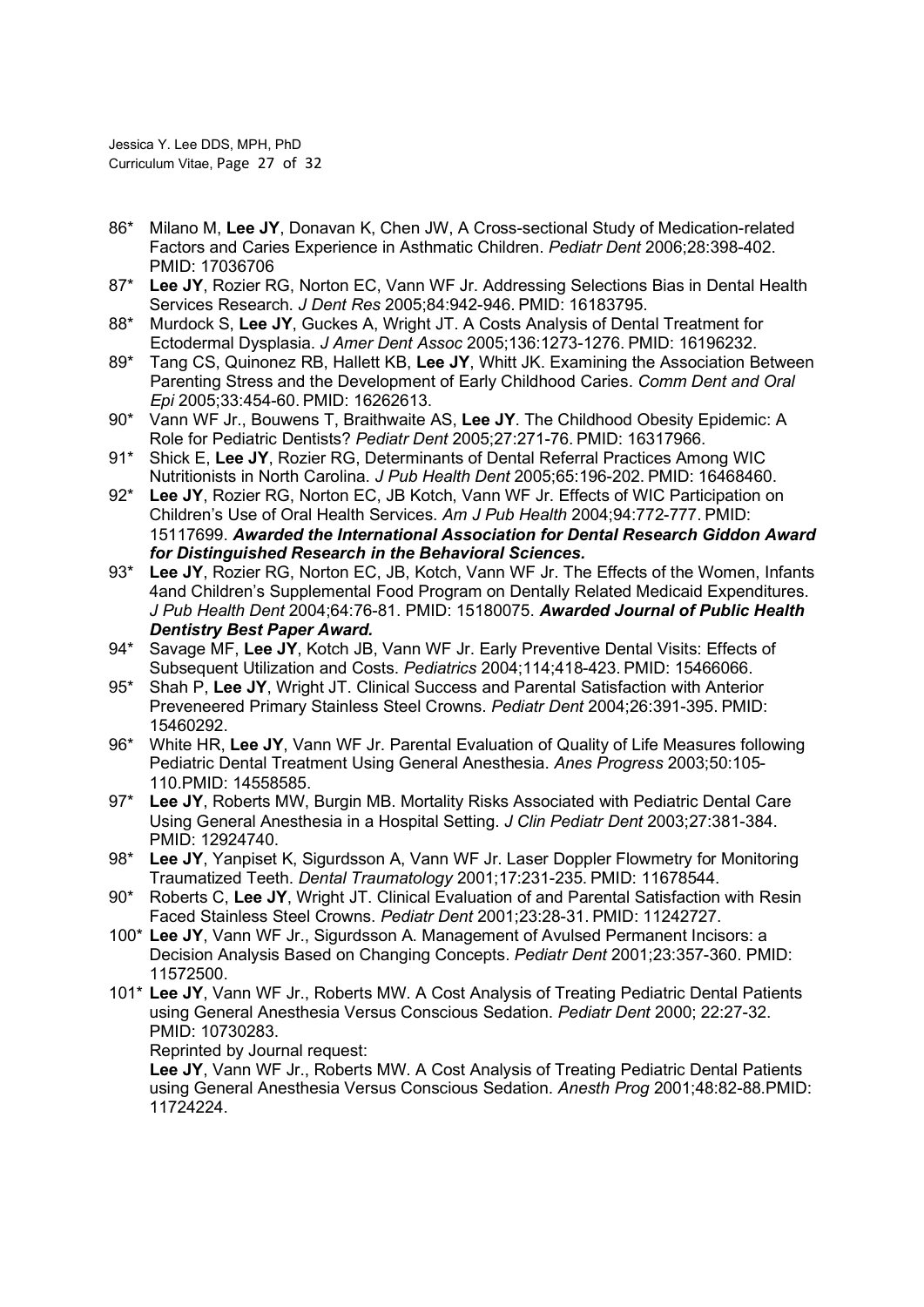86* Milano M, **Lee JY**, Donavan K, Chen JW, A Cross-sectional Study of Medication-related Factors and Caries Experience in Asthmatic Children. *Pediatr Dent* 2006;28:398-402. PMID: 17036706

87* **Lee JY**, Rozier RG, Norton EC, Vann WF Jr. Addressing Selections Bias in Dental Health Services Research. *J Dent Res* 2005;84:942-946. PMID: 16183795.

88* Murdock S, **Lee JY**, Guckes A, Wright JT. A Costs Analysis of Dental Treatment for Ectodermal Dysplasia. *J Amer Dent Assoc* 2005;136:1273-1276. PMID: 16196232.

89* Tang CS, Quinonez RB, Hallett KB, **Lee JY**, Whitt JK. Examining the Association Between Parenting Stress and the Development of Early Childhood Caries. *Comm Dent and Oral Epi* 2005;33:454-60. PMID: 16262613.

90* Vann WF Jr., Bouwens T, Braithwaite AS, **Lee JY**. The Childhood Obesity Epidemic: A Role for Pediatric Dentists? *Pediatr Dent* 2005;27:271-76. PMID: 16317966.

91* Shick E, **Lee JY**, Rozier RG, Determinants of Dental Referral Practices Among WIC Nutritionists in North Carolina. *J Pub Health Dent* 2005;65:196-202. PMID: 16468460.

92* **Lee JY**, Rozier RG, Norton EC, JB Kotch, Vann WF Jr. Effects of WIC Participation on Children's Use of Oral Health Services. *Am J Pub Health* 2004;94:772-777. PMID: 15117699. ***Awarded the International Association for Dental Research Giddon Award for Distinguished Research in the Behavioral Sciences.***

93* **Lee JY**, Rozier RG, Norton EC, JB, Kotch, Vann WF Jr. The Effects of the Women, Infants 4and Children's Supplemental Food Program on Dentally Related Medicaid Expenditures. *J Pub Health Dent* 2004;64:76-81. PMID: 15180075. ***Awarded Journal of Public Health Dentistry Best Paper Award.***

94* Savage MF, **Lee JY**, Kotch JB, Vann WF Jr. Early Preventive Dental Visits: Effects of Subsequent Utilization and Costs. *Pediatrics* 2004;114;418-423. PMID: 15466066.

95* Shah P, **Lee JY**, Wright JT. Clinical Success and Parental Satisfaction with Anterior Preveneered Primary Stainless Steel Crowns. *Pediatr Dent* 2004;26:391-395. PMID: 15460292.

96* White HR, **Lee JY**, Vann WF Jr. Parental Evaluation of Quality of Life Measures following Pediatric Dental Treatment Using General Anesthesia. *Anes Progress* 2003;50:105-110.PMID: 14558585.

97* **Lee JY**, Roberts MW, Burgin MB. Mortality Risks Associated with Pediatric Dental Care Using General Anesthesia in a Hospital Setting. *J Clin Pediatr Dent* 2003;27:381-384. PMID: 12924740.

98* **Lee JY**, Yanpiset K, Sigurdsson A, Vann WF Jr. Laser Doppler Flowmetry for Monitoring Traumatized Teeth. *Dental Traumatology* 2001;17:231-235. PMID: 11678544.

90* Roberts C, **Lee JY**, Wright JT. Clinical Evaluation of and Parental Satisfaction with Resin Faced Stainless Steel Crowns. *Pediatr Dent* 2001;23:28-31. PMID: 11242727.

100* **Lee JY**, Vann WF Jr., Sigurdsson A. Management of Avulsed Permanent Incisors: a Decision Analysis Based on Changing Concepts. *Pediatr Dent* 2001;23:357-360. PMID: 11572500.

101* **Lee JY**, Vann WF Jr., Roberts MW. A Cost Analysis of Treating Pediatric Dental Patients using General Anesthesia Versus Conscious Sedation. *Pediatr Dent* 2000; 22:27-32. PMID: 10730283.
Reprinted by Journal request:
**Lee JY**, Vann WF Jr., Roberts MW. A Cost Analysis of Treating Pediatric Dental Patients using General Anesthesia Versus Conscious Sedation. *Anesth Prog* 2001;48:82-88.PMID: 11724224.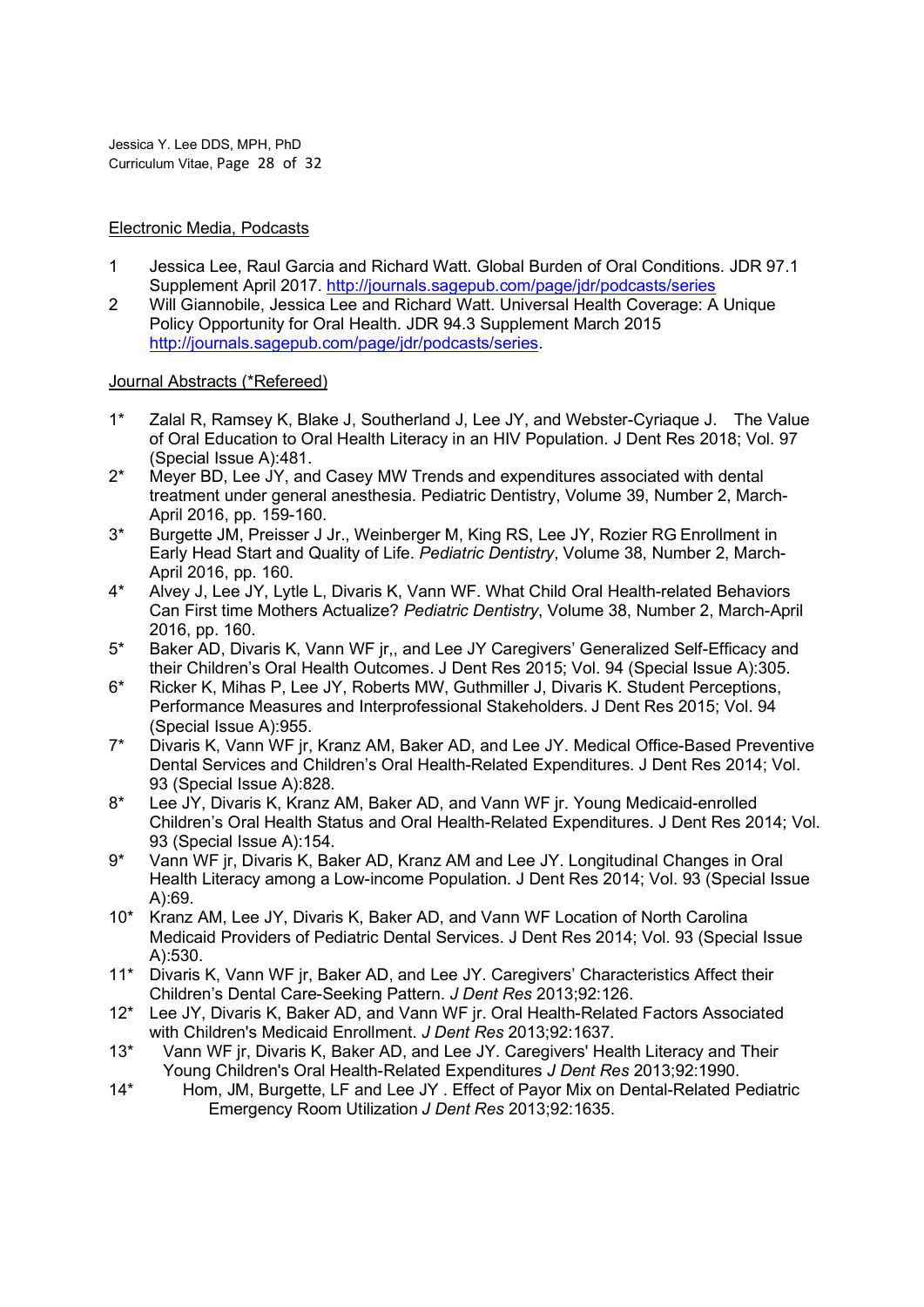Electronic Media, Podcasts

1 Jessica Lee, Raul Garcia and Richard Watt. Global Burden of Oral Conditions. JDR 97.1 Supplement April 2017. http://journals.sagepub.com/page/jdr/podcasts/series
2 Will Giannobile, Jessica Lee and Richard Watt. Universal Health Coverage: A Unique Policy Opportunity for Oral Health. JDR 94.3 Supplement March 2015 http://journals.sagepub.com/page/jdr/podcasts/series.

Journal Abstracts (*Refereed)

1* Zalal R, Ramsey K, Blake J, Southerland J, Lee JY, and Webster-Cyriaque J. The Value of Oral Education to Oral Health Literacy in an HIV Population. J Dent Res 2018; Vol. 97 (Special Issue A):481.
2* Meyer BD, Lee JY, and Casey MW Trends and expenditures associated with dental treatment under general anesthesia. Pediatric Dentistry, Volume 39, Number 2, March-April 2016, pp. 159-160.
3* Burgette JM, Preisser J Jr., Weinberger M, King RS, Lee JY, Rozier RG Enrollment in Early Head Start and Quality of Life. *Pediatric Dentistry*, Volume 38, Number 2, March-April 2016, pp. 160.
4* Alvey J, Lee JY, Lytle L, Divaris K, Vann WF. What Child Oral Health-related Behaviors Can First time Mothers Actualize? *Pediatric Dentistry*, Volume 38, Number 2, March-April 2016, pp. 160.
5* Baker AD, Divaris K, Vann WF jr,, and Lee JY Caregivers' Generalized Self-Efficacy and their Children's Oral Health Outcomes. J Dent Res 2015; Vol. 94 (Special Issue A):305.
6* Ricker K, Mihas P, Lee JY, Roberts MW, Guthmiller J, Divaris K. Student Perceptions, Performance Measures and Interprofessional Stakeholders. J Dent Res 2015; Vol. 94 (Special Issue A):955.
7* Divaris K, Vann WF jr, Kranz AM, Baker AD, and Lee JY. Medical Office-Based Preventive Dental Services and Children's Oral Health-Related Expenditures. J Dent Res 2014; Vol. 93 (Special Issue A):828.
8* Lee JY, Divaris K, Kranz AM, Baker AD, and Vann WF jr. Young Medicaid-enrolled Children's Oral Health Status and Oral Health-Related Expenditures. J Dent Res 2014; Vol. 93 (Special Issue A):154.
9* Vann WF jr, Divaris K, Baker AD, Kranz AM and Lee JY. Longitudinal Changes in Oral Health Literacy among a Low-income Population. J Dent Res 2014; Vol. 93 (Special Issue A):69.
10* Kranz AM, Lee JY, Divaris K, Baker AD, and Vann WF Location of North Carolina Medicaid Providers of Pediatric Dental Services. J Dent Res 2014; Vol. 93 (Special Issue A):530.
11* Divaris K, Vann WF jr, Baker AD, and Lee JY. Caregivers' Characteristics Affect their Children's Dental Care-Seeking Pattern. *J Dent Res* 2013;92:126.
12* Lee JY, Divaris K, Baker AD, and Vann WF jr. Oral Health-Related Factors Associated with Children's Medicaid Enrollment. *J Dent Res* 2013;92:1637.
13* Vann WF jr, Divaris K, Baker AD, and Lee JY. Caregivers' Health Literacy and Their Young Children's Oral Health-Related Expenditures *J Dent Res* 2013;92:1990.
14* Hom, JM, Burgette, LF and Lee JY . Effect of Payor Mix on Dental-Related Pediatric Emergency Room Utilization *J Dent Res* 2013;92:1635.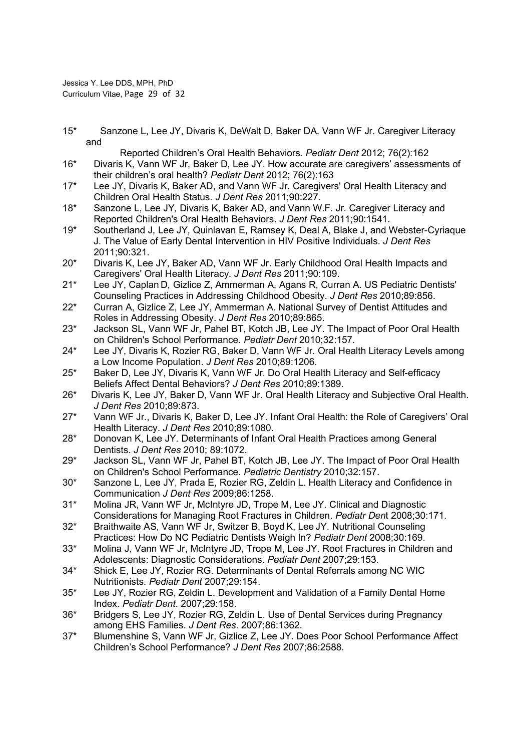15* Sanzone L, Lee JY, Divaris K, DeWalt D, Baker DA, Vann WF Jr. Caregiver Literacy and Reported Children's Oral Health Behaviors. *Pediatr Dent* 2012; 76(2):162

16* Divaris K, Vann WF Jr, Baker D, Lee JY. How accurate are caregivers' assessments of their children's oral health? *Pediatr Dent* 2012; 76(2):163

17* Lee JY, Divaris K, Baker AD, and Vann WF Jr. Caregivers' Oral Health Literacy and Children Oral Health Status. *J Dent Res* 2011;90:227.

18* Sanzone L, Lee JY, Divaris K, Baker AD, and Vann W.F. Jr. Caregiver Literacy and Reported Children's Oral Health Behaviors. *J Dent Res* 2011;90:1541.

19* Southerland J, Lee JY, Quinlavan E, Ramsey K, Deal A, Blake J, and Webster-Cyriaque J. The Value of Early Dental Intervention in HIV Positive Individuals. *J Dent Res* 2011;90:321.

20* Divaris K, Lee JY, Baker AD, Vann WF Jr. Early Childhood Oral Health Impacts and Caregivers' Oral Health Literacy. *J Dent Res* 2011;90:109.

21* Lee JY, Caplan D, Gizlice Z, Ammerman A, Agans R, Curran A. US Pediatric Dentists' Counseling Practices in Addressing Childhood Obesity. *J Dent Res* 2010;89:856.

22* Curran A, Gizlice Z, Lee JY, Ammerman A. National Survey of Dentist Attitudes and Roles in Addressing Obesity. *J Dent Res* 2010;89:865.

23* Jackson SL, Vann WF Jr, Pahel BT, Kotch JB, Lee JY. The Impact of Poor Oral Health on Children's School Performance. *Pediatr Dent* 2010;32:157.

24* Lee JY, Divaris K, Rozier RG, Baker D, Vann WF Jr. Oral Health Literacy Levels among a Low Income Population. *J Dent Res* 2010;89:1206.

25* Baker D, Lee JY, Divaris K, Vann WF Jr. Do Oral Health Literacy and Self-efficacy Beliefs Affect Dental Behaviors? *J Dent Res* 2010;89:1389.

26* Divaris K, Lee JY, Baker D, Vann WF Jr. Oral Health Literacy and Subjective Oral Health. *J Dent Res* 2010;89:873.

27* Vann WF Jr., Divaris K, Baker D, Lee JY. Infant Oral Health: the Role of Caregivers' Oral Health Literacy. *J Dent Res* 2010;89:1080.

28* Donovan K, Lee JY. Determinants of Infant Oral Health Practices among General Dentists. *J Dent Res* 2010; 89:1072.

29* Jackson SL, Vann WF Jr, Pahel BT, Kotch JB, Lee JY. The Impact of Poor Oral Health on Children's School Performance. *Pediatric Dentistry* 2010;32:157.

30* Sanzone L, Lee JY, Prada E, Rozier RG, Zeldin L. Health Literacy and Confidence in Communication *J Dent Res* 2009;86:1258.

31* Molina JR, Vann WF Jr, McIntyre JD, Trope M, Lee JY. Clinical and Diagnostic Considerations for Managing Root Fractures in Children. *Pediatr Dent* 2008;30:171.

32* Braithwaite AS, Vann WF Jr, Switzer B, Boyd K, Lee JY. Nutritional Counseling Practices: How Do NC Pediatric Dentists Weigh In? *Pediatr Dent* 2008;30:169.

33* Molina J, Vann WF Jr, McIntyre JD, Trope M, Lee JY. Root Fractures in Children and Adolescents: Diagnostic Considerations. *Pediatr Dent* 2007;29:153.

34* Shick E, Lee JY, Rozier RG. Determinants of Dental Referrals among NC WIC Nutritionists. *Pediatr Dent* 2007;29:154.

35* Lee JY, Rozier RG, Zeldin L. Development and Validation of a Family Dental Home Index. *Pediatr Dent*. 2007;29:158.

36* Bridgers S, Lee JY, Rozier RG, Zeldin L. Use of Dental Services during Pregnancy among EHS Families. *J Dent Res*. 2007;86:1362.

37* Blumenshine S, Vann WF Jr, Gizlice Z, Lee JY. Does Poor School Performance Affect Children's School Performance? *J Dent Res* 2007;86:2588.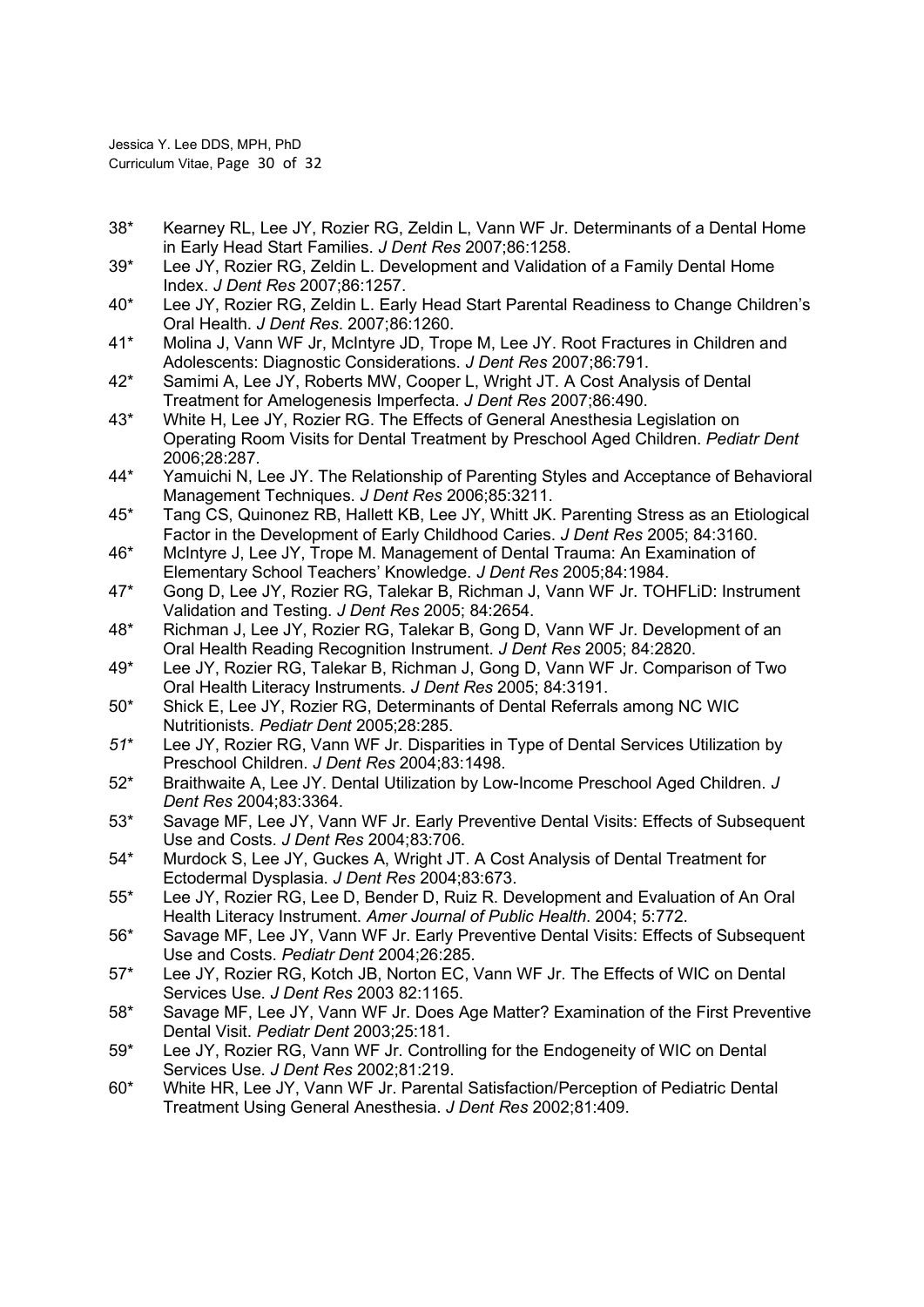38* Kearney RL, Lee JY, Rozier RG, Zeldin L, Vann WF Jr. Determinants of a Dental Home in Early Head Start Families. *J Dent Res* 2007;86:1258.

39* Lee JY, Rozier RG, Zeldin L. Development and Validation of a Family Dental Home Index. *J Dent Res* 2007;86:1257.

40* Lee JY, Rozier RG, Zeldin L. Early Head Start Parental Readiness to Change Children's Oral Health. *J Dent Res*. 2007;86:1260.

41* Molina J, Vann WF Jr, McIntyre JD, Trope M, Lee JY. Root Fractures in Children and Adolescents: Diagnostic Considerations. *J Dent Res* 2007;86:791.

42* Samimi A, Lee JY, Roberts MW, Cooper L, Wright JT. A Cost Analysis of Dental Treatment for Amelogenesis Imperfecta. *J Dent Res* 2007;86:490.

43* White H, Lee JY, Rozier RG. The Effects of General Anesthesia Legislation on Operating Room Visits for Dental Treatment by Preschool Aged Children. *Pediatr Dent* 2006;28:287.

44* Yamuichi N, Lee JY. The Relationship of Parenting Styles and Acceptance of Behavioral Management Techniques. *J Dent Res* 2006;85:3211.

45* Tang CS, Quinonez RB, Hallett KB, Lee JY, Whitt JK. Parenting Stress as an Etiological Factor in the Development of Early Childhood Caries. *J Dent Res* 2005; 84:3160.

46* McIntyre J, Lee JY, Trope M. Management of Dental Trauma: An Examination of Elementary School Teachers' Knowledge. *J Dent Res* 2005;84:1984.

47* Gong D, Lee JY, Rozier RG, Talekar B, Richman J, Vann WF Jr. TOHFLiD: Instrument Validation and Testing. *J Dent Res* 2005; 84:2654.

48* Richman J, Lee JY, Rozier RG, Talekar B, Gong D, Vann WF Jr. Development of an Oral Health Reading Recognition Instrument. *J Dent Res* 2005; 84:2820.

49* Lee JY, Rozier RG, Talekar B, Richman J, Gong D, Vann WF Jr. Comparison of Two Oral Health Literacy Instruments. *J Dent Res* 2005; 84:3191.

50* Shick E, Lee JY, Rozier RG, Determinants of Dental Referrals among NC WIC Nutritionists. *Pediatr Dent* 2005;28:285.

*51** Lee JY, Rozier RG, Vann WF Jr. Disparities in Type of Dental Services Utilization by Preschool Children. *J Dent Res* 2004;83:1498.

52* Braithwaite A, Lee JY. Dental Utilization by Low-Income Preschool Aged Children. *J Dent Res* 2004;83:3364.

53* Savage MF, Lee JY, Vann WF Jr. Early Preventive Dental Visits: Effects of Subsequent Use and Costs. *J Dent Res* 2004;83:706.

54* Murdock S, Lee JY, Guckes A, Wright JT. A Cost Analysis of Dental Treatment for Ectodermal Dysplasia. *J Dent Res* 2004;83:673.

55* Lee JY, Rozier RG, Lee D, Bender D, Ruiz R. Development and Evaluation of An Oral Health Literacy Instrument. *Amer Journal of Public Health*. 2004; 5:772.

56* Savage MF, Lee JY, Vann WF Jr. Early Preventive Dental Visits: Effects of Subsequent Use and Costs. *Pediatr Dent* 2004;26:285.

57* Lee JY, Rozier RG, Kotch JB, Norton EC, Vann WF Jr. The Effects of WIC on Dental Services Use. *J Dent Res* 2003 82:1165.

58* Savage MF, Lee JY, Vann WF Jr. Does Age Matter? Examination of the First Preventive Dental Visit. *Pediatr Dent* 2003;25:181.

59* Lee JY, Rozier RG, Vann WF Jr. Controlling for the Endogeneity of WIC on Dental Services Use. *J Dent Res* 2002;81:219.

60* White HR, Lee JY, Vann WF Jr. Parental Satisfaction/Perception of Pediatric Dental Treatment Using General Anesthesia. *J Dent Res* 2002;81:409.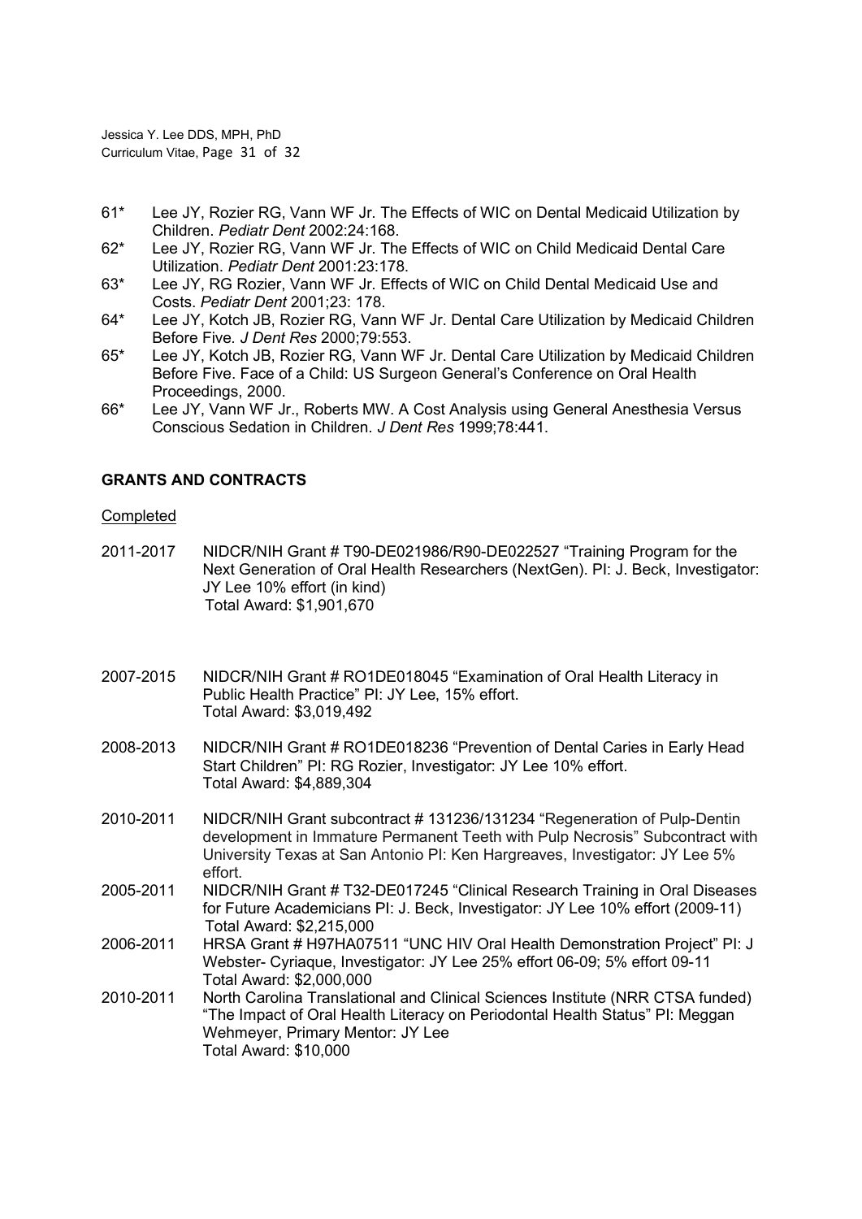61* Lee JY, Rozier RG, Vann WF Jr. The Effects of WIC on Dental Medicaid Utilization by Children. *Pediatr Dent* 2002:24:168.

62* Lee JY, Rozier RG, Vann WF Jr. The Effects of WIC on Child Medicaid Dental Care Utilization. *Pediatr Dent* 2001:23:178.

63* Lee JY, RG Rozier, Vann WF Jr. Effects of WIC on Child Dental Medicaid Use and Costs. *Pediatr Dent* 2001;23: 178.

64* Lee JY, Kotch JB, Rozier RG, Vann WF Jr. Dental Care Utilization by Medicaid Children Before Five. *J Dent Res* 2000;79:553.

65* Lee JY, Kotch JB, Rozier RG, Vann WF Jr. Dental Care Utilization by Medicaid Children Before Five. Face of a Child: US Surgeon General's Conference on Oral Health Proceedings, 2000.

66* Lee JY, Vann WF Jr., Roberts MW. A Cost Analysis using General Anesthesia Versus Conscious Sedation in Children. *J Dent Res* 1999;78:441.

## GRANTS AND CONTRACTS

Completed

2011-2017 NIDCR/NIH Grant # T90-DE021986/R90-DE022527 "Training Program for the Next Generation of Oral Health Researchers (NextGen). PI: J. Beck, Investigator: JY Lee 10% effort (in kind)
Total Award: $1,901,670

2007-2015 NIDCR/NIH Grant # RO1DE018045 "Examination of Oral Health Literacy in Public Health Practice" PI: JY Lee, 15% effort.
Total Award: $3,019,492

2008-2013 NIDCR/NIH Grant # RO1DE018236 "Prevention of Dental Caries in Early Head Start Children" PI: RG Rozier, Investigator: JY Lee 10% effort.
Total Award: $4,889,304

2010-2011 NIDCR/NIH Grant subcontract # 131236/131234 "Regeneration of Pulp-Dentin development in Immature Permanent Teeth with Pulp Necrosis" Subcontract with University Texas at San Antonio PI: Ken Hargreaves, Investigator: JY Lee 5% effort.

2005-2011 NIDCR/NIH Grant # T32-DE017245 "Clinical Research Training in Oral Diseases for Future Academicians PI: J. Beck, Investigator: JY Lee 10% effort (2009-11)
Total Award: $2,215,000

2006-2011 HRSA Grant # H97HA07511 "UNC HIV Oral Health Demonstration Project" PI: J Webster- Cyriaque, Investigator: JY Lee 25% effort 06-09; 5% effort 09-11
Total Award: $2,000,000

2010-2011 North Carolina Translational and Clinical Sciences Institute (NRR CTSA funded) "The Impact of Oral Health Literacy on Periodontal Health Status" PI: Meggan Wehmeyer, Primary Mentor: JY Lee
Total Award: $10,000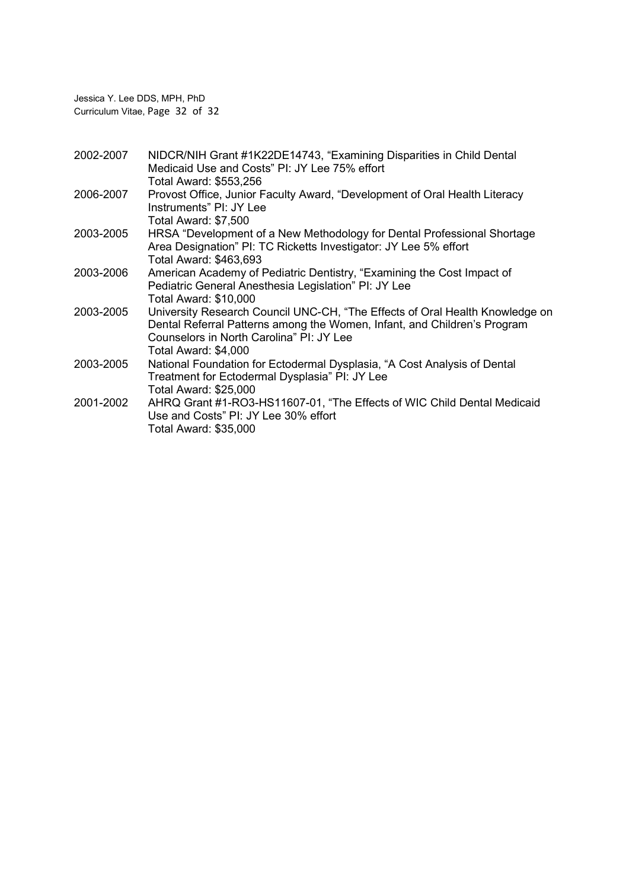2002-2007 NIDCR/NIH Grant #1K22DE14743, "Examining Disparities in Child Dental Medicaid Use and Costs" PI: JY Lee 75% effort
Total Award: $553,256

2006-2007 Provost Office, Junior Faculty Award, "Development of Oral Health Literacy Instruments" PI: JY Lee
Total Award: $7,500

2003-2005 HRSA "Development of a New Methodology for Dental Professional Shortage Area Designation" PI: TC Ricketts Investigator: JY Lee 5% effort
Total Award: $463,693

2003-2006 American Academy of Pediatric Dentistry, "Examining the Cost Impact of Pediatric General Anesthesia Legislation" PI: JY Lee
Total Award: $10,000

2003-2005 University Research Council UNC-CH, "The Effects of Oral Health Knowledge on Dental Referral Patterns among the Women, Infant, and Children's Program Counselors in North Carolina" PI: JY Lee
Total Award: $4,000

2003-2005 National Foundation for Ectodermal Dysplasia, "A Cost Analysis of Dental Treatment for Ectodermal Dysplasia" PI: JY Lee
Total Award: $25,000

2001-2002 AHRQ Grant #1-RO3-HS11607-01, "The Effects of WIC Child Dental Medicaid Use and Costs" PI: JY Lee 30% effort
Total Award: $35,000